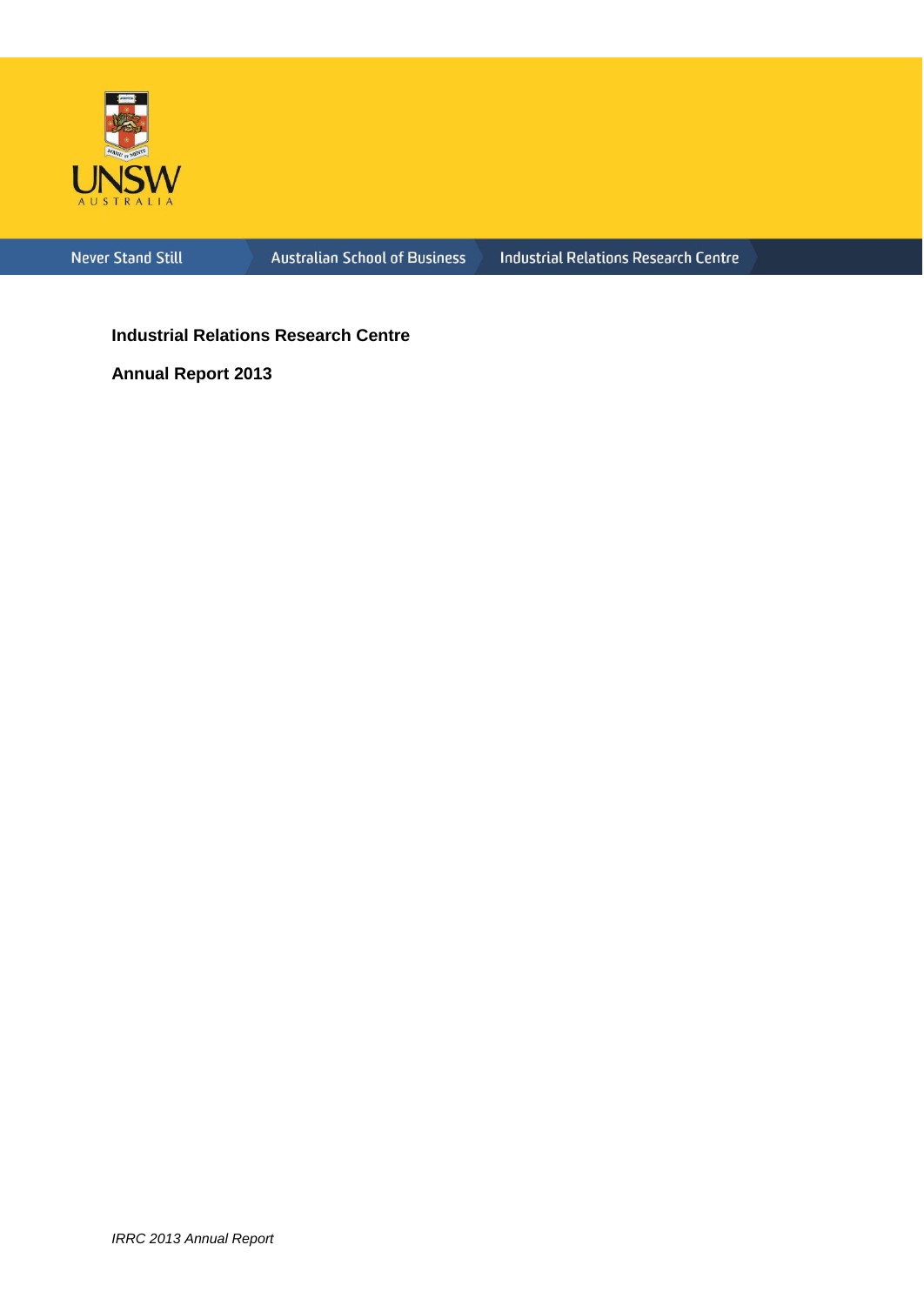Never Stand Still | Australian School of Business | Industrial Relations Research Centre

**Industrial Relations Research Centre**

**Annual Report 2013**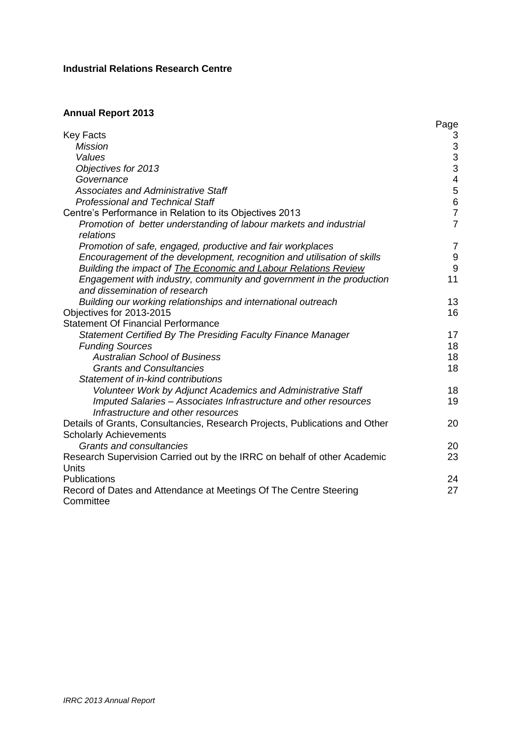**Industrial Relations Research Centre**

**Annual Report 2013**

| | Page |
|---|---|
| Key Facts | 3 |
| *Mission* | 3 |
| *Values* | 3 |
| *Objectives for 2013* | 3 |
| *Governance* | 4 |
| *Associates and Administrative Staff* | 5 |
| *Professional and Technical Staff* | 6 |
| Centre's Performance in Relation to its Objectives 2013 | 7 |
| *Promotion of better understanding of labour markets and industrial relations* | 7 |
| *Promotion of safe, engaged, productive and fair workplaces* | 7 |
| *Encouragement of the development, recognition and utilisation of skills* | 9 |
| *Building the impact of The Economic and Labour Relations Review* | 9 |
| *Engagement with industry, community and government in the production and dissemination of research* | 11 |
| *Building our working relationships and international outreach* | 13 |
| Objectives for 2013-2015 | 16 |
| Statement Of Financial Performance | |
| *Statement Certified By The Presiding Faculty Finance Manager* | 17 |
| *Funding Sources* | 18 |
| *Australian School of Business* | 18 |
| *Grants and Consultancies* | 18 |
| *Statement of in-kind contributions* | |
| *Volunteer Work by Adjunct Academics and Administrative Staff* | 18 |
| *Imputed Salaries – Associates Infrastructure and other resources Infrastructure and other resources* | 19 |
| Details of Grants, Consultancies, Research Projects, Publications and Other Scholarly Achievements | 20 |
| *Grants and consultancies* | 20 |
| Research Supervision Carried out by the IRRC on behalf of other Academic Units | 23 |
| Publications | 24 |
| Record of Dates and Attendance at Meetings Of The Centre Steering Committee | 27 |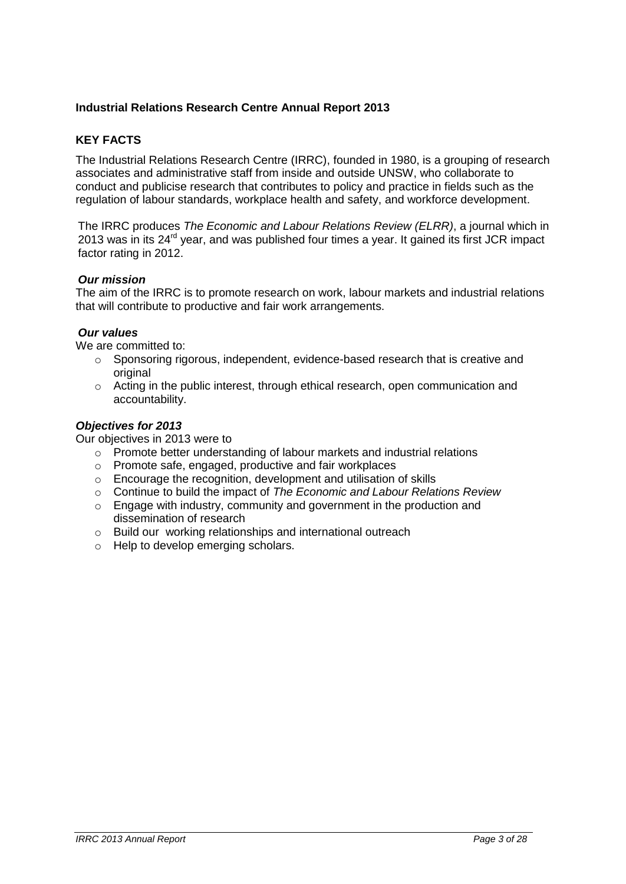**Industrial Relations Research Centre Annual Report 2013**

## KEY FACTS

The Industrial Relations Research Centre (IRRC), founded in 1980, is a grouping of research associates and administrative staff from inside and outside UNSW, who collaborate to conduct and publicise research that contributes to policy and practice in fields such as the regulation of labour standards, workplace health and safety, and workforce development.

The IRRC produces *The Economic and Labour Relations Review (ELRR)*, a journal which in 2013 was in its 24rd year, and was published four times a year. It gained its first JCR impact factor rating in 2012.

***Our mission***

The aim of the IRRC is to promote research on work, labour markets and industrial relations that will contribute to productive and fair work arrangements.

***Our values***

We are committed to:

- Sponsoring rigorous, independent, evidence-based research that is creative and original
- Acting in the public interest, through ethical research, open communication and accountability.

***Objectives for 2013***

Our objectives in 2013 were to

- Promote better understanding of labour markets and industrial relations
- Promote safe, engaged, productive and fair workplaces
- Encourage the recognition, development and utilisation of skills
- Continue to build the impact of *The Economic and Labour Relations Review*
- Engage with industry, community and government in the production and dissemination of research
- Build our working relationships and international outreach
- Help to develop emerging scholars.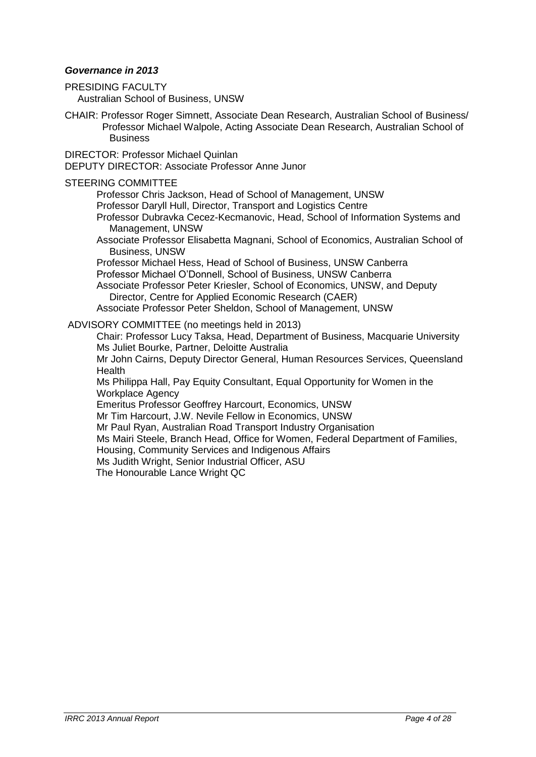***Governance in 2013***

PRESIDING FACULTY
Australian School of Business, UNSW

CHAIR: Professor Roger Simnett, Associate Dean Research, Australian School of Business/ Professor Michael Walpole, Acting Associate Dean Research, Australian School of Business

DIRECTOR: Professor Michael Quinlan
DEPUTY DIRECTOR: Associate Professor Anne Junor

STEERING COMMITTEE

- Professor Chris Jackson, Head of School of Management, UNSW
- Professor Daryll Hull, Director, Transport and Logistics Centre
- Professor Dubravka Cecez-Kecmanovic, Head, School of Information Systems and Management, UNSW
- Associate Professor Elisabetta Magnani, School of Economics, Australian School of Business, UNSW
- Professor Michael Hess, Head of School of Business, UNSW Canberra
- Professor Michael O'Donnell, School of Business, UNSW Canberra
- Associate Professor Peter Kriesler, School of Economics, UNSW, and Deputy Director, Centre for Applied Economic Research (CAER)
- Associate Professor Peter Sheldon, School of Management, UNSW

ADVISORY COMMITTEE (no meetings held in 2013)

- Chair: Professor Lucy Taksa, Head, Department of Business, Macquarie University
- Ms Juliet Bourke, Partner, Deloitte Australia
- Mr John Cairns, Deputy Director General, Human Resources Services, Queensland Health
- Ms Philippa Hall, Pay Equity Consultant, Equal Opportunity for Women in the Workplace Agency
- Emeritus Professor Geoffrey Harcourt, Economics, UNSW
- Mr Tim Harcourt, J.W. Nevile Fellow in Economics, UNSW
- Mr Paul Ryan, Australian Road Transport Industry Organisation
- Ms Mairi Steele, Branch Head, Office for Women, Federal Department of Families, Housing, Community Services and Indigenous Affairs
- Ms Judith Wright, Senior Industrial Officer, ASU
- The Honourable Lance Wright QC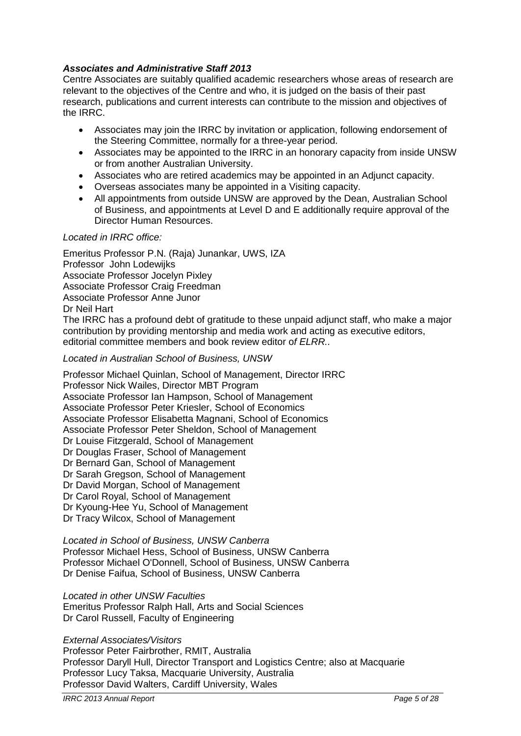### *Associates and Administrative Staff 2013*

Centre Associates are suitably qualified academic researchers whose areas of research are relevant to the objectives of the Centre and who, it is judged on the basis of their past research, publications and current interests can contribute to the mission and objectives of the IRRC.

- Associates may join the IRRC by invitation or application, following endorsement of the Steering Committee, normally for a three-year period.
- Associates may be appointed to the IRRC in an honorary capacity from inside UNSW or from another Australian University.
- Associates who are retired academics may be appointed in an Adjunct capacity.
- Overseas associates many be appointed in a Visiting capacity.
- All appointments from outside UNSW are approved by the Dean, Australian School of Business, and appointments at Level D and E additionally require approval of the Director Human Resources.

*Located in IRRC office:*

Emeritus Professor P.N. (Raja) Junankar, UWS, IZA
Professor John Lodewijks
Associate Professor Jocelyn Pixley
Associate Professor Craig Freedman
Associate Professor Anne Junor
Dr Neil Hart

The IRRC has a profound debt of gratitude to these unpaid adjunct staff, who make a major contribution by providing mentorship and media work and acting as executive editors, editorial committee members and book review editor o*f ELRR*..

*Located in Australian School of Business, UNSW*

Professor Michael Quinlan, School of Management, Director IRRC
Professor Nick Wailes, Director MBT Program
Associate Professor Ian Hampson, School of Management
Associate Professor Peter Kriesler, School of Economics
Associate Professor Elisabetta Magnani, School of Economics
Associate Professor Peter Sheldon, School of Management
Dr Louise Fitzgerald, School of Management
Dr Douglas Fraser, School of Management
Dr Bernard Gan, School of Management
Dr Sarah Gregson, School of Management
Dr David Morgan, School of Management
Dr Carol Royal, School of Management
Dr Kyoung-Hee Yu, School of Management
Dr Tracy Wilcox, School of Management

*Located in School of Business, UNSW Canberra*

Professor Michael Hess, School of Business, UNSW Canberra
Professor Michael O'Donnell, School of Business, UNSW Canberra
Dr Denise Faifua, School of Business, UNSW Canberra

*Located in other UNSW Faculties*

Emeritus Professor Ralph Hall, Arts and Social Sciences
Dr Carol Russell, Faculty of Engineering

*External Associates/Visitors*

Professor Peter Fairbrother, RMIT, Australia
Professor Daryll Hull, Director Transport and Logistics Centre; also at Macquarie
Professor Lucy Taksa, Macquarie University, Australia
Professor David Walters, Cardiff University, Wales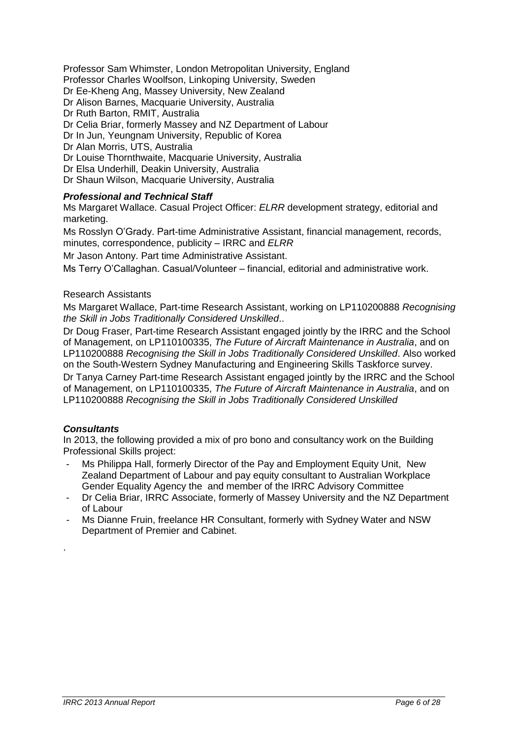Professor Sam Whimster, London Metropolitan University, England
Professor Charles Woolfson, Linkoping University, Sweden
Dr Ee-Kheng Ang, Massey University, New Zealand
Dr Alison Barnes, Macquarie University, Australia
Dr Ruth Barton, RMIT, Australia
Dr Celia Briar, formerly Massey and NZ Department of Labour
Dr In Jun, Yeungnam University, Republic of Korea
Dr Alan Morris, UTS, Australia
Dr Louise Thornthwaite, Macquarie University, Australia
Dr Elsa Underhill, Deakin University, Australia
Dr Shaun Wilson, Macquarie University, Australia

### *Professional and Technical Staff*

Ms Margaret Wallace. Casual Project Officer: *ELRR* development strategy, editorial and marketing.

Ms Rosslyn O'Grady. Part-time Administrative Assistant, financial management, records, minutes, correspondence, publicity – IRRC and *ELRR*

Mr Jason Antony. Part time Administrative Assistant.

Ms Terry O'Callaghan. Casual/Volunteer – financial, editorial and administrative work.

Research Assistants

Ms Margaret Wallace, Part-time Research Assistant, working on LP110200888 *Recognising the Skill in Jobs Traditionally Considered Unskilled*..

Dr Doug Fraser, Part-time Research Assistant engaged jointly by the IRRC and the School of Management, on LP110100335, *The Future of Aircraft Maintenance in Australia*, and on LP110200888 *Recognising the Skill in Jobs Traditionally Considered Unskilled*. Also worked on the South-Western Sydney Manufacturing and Engineering Skills Taskforce survey.

Dr Tanya Carney Part-time Research Assistant engaged jointly by the IRRC and the School of Management, on LP110100335, *The Future of Aircraft Maintenance in Australia*, and on LP110200888 *Recognising the Skill in Jobs Traditionally Considered Unskilled*

### *Consultants*

In 2013, the following provided a mix of pro bono and consultancy work on the Building Professional Skills project:

- Ms Philippa Hall, formerly Director of the Pay and Employment Equity Unit, New Zealand Department of Labour and pay equity consultant to Australian Workplace Gender Equality Agency the and member of the IRRC Advisory Committee
- Dr Celia Briar, IRRC Associate, formerly of Massey University and the NZ Department of Labour
- Ms Dianne Fruin, freelance HR Consultant, formerly with Sydney Water and NSW Department of Premier and Cabinet.

.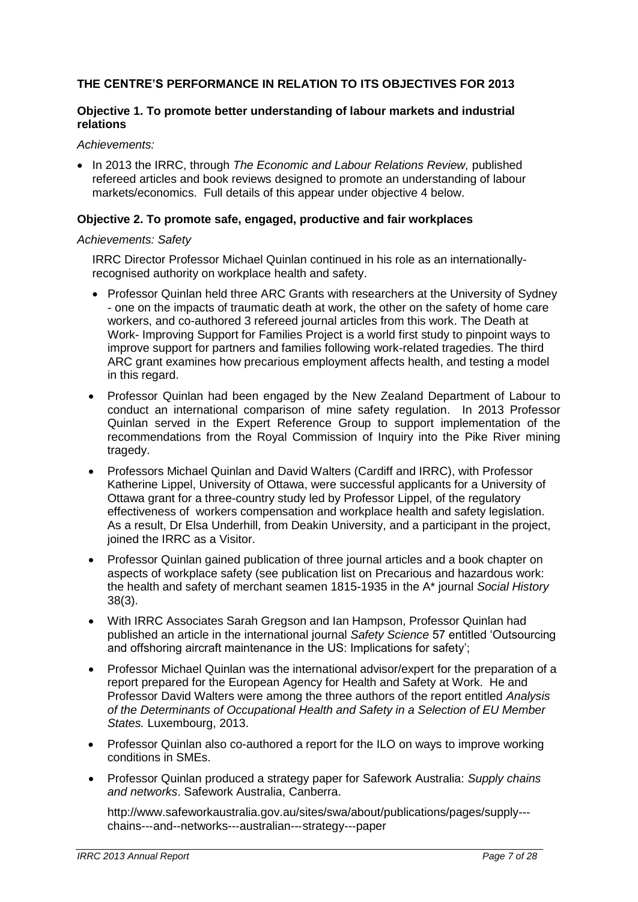## THE CENTRE'S PERFORMANCE IN RELATION TO ITS OBJECTIVES FOR 2013

### Objective 1. To promote better understanding of labour markets and industrial relations

*Achievements:*

- In 2013 the IRRC, through *The Economic and Labour Relations Review,* published refereed articles and book reviews designed to promote an understanding of labour markets/economics. Full details of this appear under objective 4 below.

### Objective 2. To promote safe, engaged, productive and fair workplaces

*Achievements: Safety*

IRRC Director Professor Michael Quinlan continued in his role as an internationally-recognised authority on workplace health and safety.

- Professor Quinlan held three ARC Grants with researchers at the University of Sydney - one on the impacts of traumatic death at work, the other on the safety of home care workers, and co-authored 3 refereed journal articles from this work. The Death at Work- Improving Support for Families Project is a world first study to pinpoint ways to improve support for partners and families following work-related tragedies. The third ARC grant examines how precarious employment affects health, and testing a model in this regard.
- Professor Quinlan had been engaged by the New Zealand Department of Labour to conduct an international comparison of mine safety regulation. In 2013 Professor Quinlan served in the Expert Reference Group to support implementation of the recommendations from the Royal Commission of Inquiry into the Pike River mining tragedy.
- Professors Michael Quinlan and David Walters (Cardiff and IRRC), with Professor Katherine Lippel, University of Ottawa, were successful applicants for a University of Ottawa grant for a three-country study led by Professor Lippel, of the regulatory effectiveness of workers compensation and workplace health and safety legislation. As a result, Dr Elsa Underhill, from Deakin University, and a participant in the project, joined the IRRC as a Visitor.
- Professor Quinlan gained publication of three journal articles and a book chapter on aspects of workplace safety (see publication list on Precarious and hazardous work: the health and safety of merchant seamen 1815-1935 in the A* journal *Social History* 38(3).
- With IRRC Associates Sarah Gregson and Ian Hampson, Professor Quinlan had published an article in the international journal *Safety Science* 57 entitled 'Outsourcing and offshoring aircraft maintenance in the US: Implications for safety';
- Professor Michael Quinlan was the international advisor/expert for the preparation of a report prepared for the European Agency for Health and Safety at Work. He and Professor David Walters were among the three authors of the report entitled *Analysis of the Determinants of Occupational Health and Safety in a Selection of EU Member States.* Luxembourg, 2013.
- Professor Quinlan also co-authored a report for the ILO on ways to improve working conditions in SMEs.
- Professor Quinlan produced a strategy paper for Safework Australia: *Supply chains and networks*. Safework Australia, Canberra.

  http://www.safeworkaustralia.gov.au/sites/swa/about/publications/pages/supply---chains---and--networks---australian---strategy---paper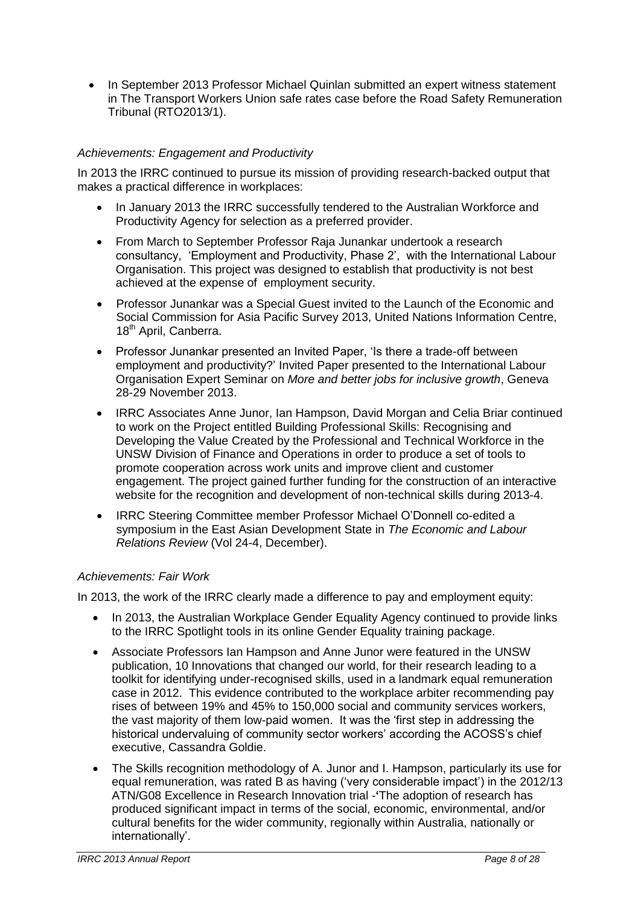- In September 2013 Professor Michael Quinlan submitted an expert witness statement in The Transport Workers Union safe rates case before the Road Safety Remuneration Tribunal (RTO2013/1).

*Achievements: Engagement and Productivity*

In 2013 the IRRC continued to pursue its mission of providing research-backed output that makes a practical difference in workplaces:

- In January 2013 the IRRC successfully tendered to the Australian Workforce and Productivity Agency for selection as a preferred provider.
- From March to September Professor Raja Junankar undertook a research consultancy, 'Employment and Productivity, Phase 2', with the International Labour Organisation. This project was designed to establish that productivity is not best achieved at the expense of employment security.
- Professor Junankar was a Special Guest invited to the Launch of the Economic and Social Commission for Asia Pacific Survey 2013, United Nations Information Centre, 18th April, Canberra.
- Professor Junankar presented an Invited Paper, 'Is there a trade-off between employment and productivity?' Invited Paper presented to the International Labour Organisation Expert Seminar on *More and better jobs for inclusive growth*, Geneva 28-29 November 2013.
- IRRC Associates Anne Junor, Ian Hampson, David Morgan and Celia Briar continued to work on the Project entitled Building Professional Skills: Recognising and Developing the Value Created by the Professional and Technical Workforce in the UNSW Division of Finance and Operations in order to produce a set of tools to promote cooperation across work units and improve client and customer engagement. The project gained further funding for the construction of an interactive website for the recognition and development of non-technical skills during 2013-4.
- IRRC Steering Committee member Professor Michael O'Donnell co-edited a symposium in the East Asian Development State in *The Economic and Labour Relations Review* (Vol 24-4, December).

*Achievements: Fair Work*

In 2013, the work of the IRRC clearly made a difference to pay and employment equity:

- In 2013, the Australian Workplace Gender Equality Agency continued to provide links to the IRRC Spotlight tools in its online Gender Equality training package.
- Associate Professors Ian Hampson and Anne Junor were featured in the UNSW publication, 10 Innovations that changed our world, for their research leading to a toolkit for identifying under-recognised skills, used in a landmark equal remuneration case in 2012. This evidence contributed to the workplace arbiter recommending pay rises of between 19% and 45% to 150,000 social and community services workers, the vast majority of them low-paid women. It was the 'first step in addressing the historical undervaluing of community sector workers' according the ACOSS's chief executive, Cassandra Goldie.
- The Skills recognition methodology of A. Junor and I. Hampson, particularly its use for equal remuneration, was rated B as having ('very considerable impact') in the 2012/13 ATN/G08 Excellence in Research Innovation trial -'The adoption of research has produced significant impact in terms of the social, economic, environmental, and/or cultural benefits for the wider community, regionally within Australia, nationally or internationally'.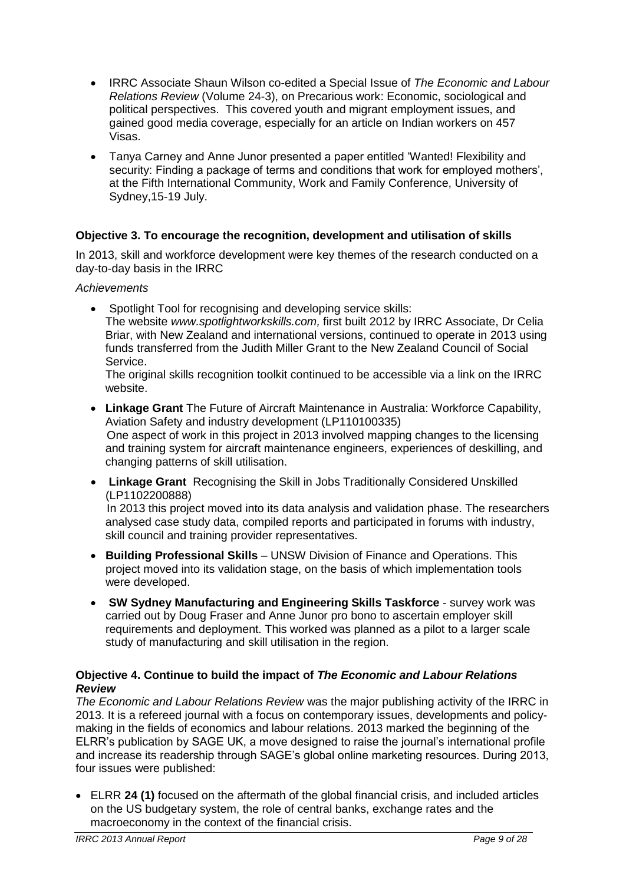- IRRC Associate Shaun Wilson co-edited a Special Issue of *The Economic and Labour Relations Review* (Volume 24-3), on Precarious work: Economic, sociological and political perspectives. This covered youth and migrant employment issues, and gained good media coverage, especially for an article on Indian workers on 457 Visas.
- Tanya Carney and Anne Junor presented a paper entitled 'Wanted! Flexibility and security: Finding a package of terms and conditions that work for employed mothers', at the Fifth International Community, Work and Family Conference, University of Sydney,15-19 July.

### Objective 3. To encourage the recognition, development and utilisation of skills

In 2013, skill and workforce development were key themes of the research conducted on a day-to-day basis in the IRRC

*Achievements*

- Spotlight Tool for recognising and developing service skills:
  The website *www.spotlightworkskills.com,* first built 2012 by IRRC Associate, Dr Celia Briar, with New Zealand and international versions, continued to operate in 2013 using funds transferred from the Judith Miller Grant to the New Zealand Council of Social Service.
  The original skills recognition toolkit continued to be accessible via a link on the IRRC website.
- **Linkage Grant** The Future of Aircraft Maintenance in Australia: Workforce Capability, Aviation Safety and industry development (LP110100335)
  One aspect of work in this project in 2013 involved mapping changes to the licensing and training system for aircraft maintenance engineers, experiences of deskilling, and changing patterns of skill utilisation.
- **Linkage Grant** Recognising the Skill in Jobs Traditionally Considered Unskilled (LP1102200888)
  In 2013 this project moved into its data analysis and validation phase. The researchers analysed case study data, compiled reports and participated in forums with industry, skill council and training provider representatives.
- **Building Professional Skills** – UNSW Division of Finance and Operations. This project moved into its validation stage, on the basis of which implementation tools were developed.
- **SW Sydney Manufacturing and Engineering Skills Taskforce** - survey work was carried out by Doug Fraser and Anne Junor pro bono to ascertain employer skill requirements and deployment. This worked was planned as a pilot to a larger scale study of manufacturing and skill utilisation in the region.

### Objective 4. Continue to build the impact of *The Economic and Labour Relations Review*

*The Economic and Labour Relations Review* was the major publishing activity of the IRRC in 2013. It is a refereed journal with a focus on contemporary issues, developments and policy-making in the fields of economics and labour relations. 2013 marked the beginning of the ELRR's publication by SAGE UK, a move designed to raise the journal's international profile and increase its readership through SAGE's global online marketing resources. During 2013, four issues were published:

- ELRR **24 (1)** focused on the aftermath of the global financial crisis, and included articles on the US budgetary system, the role of central banks, exchange rates and the macroeconomy in the context of the financial crisis.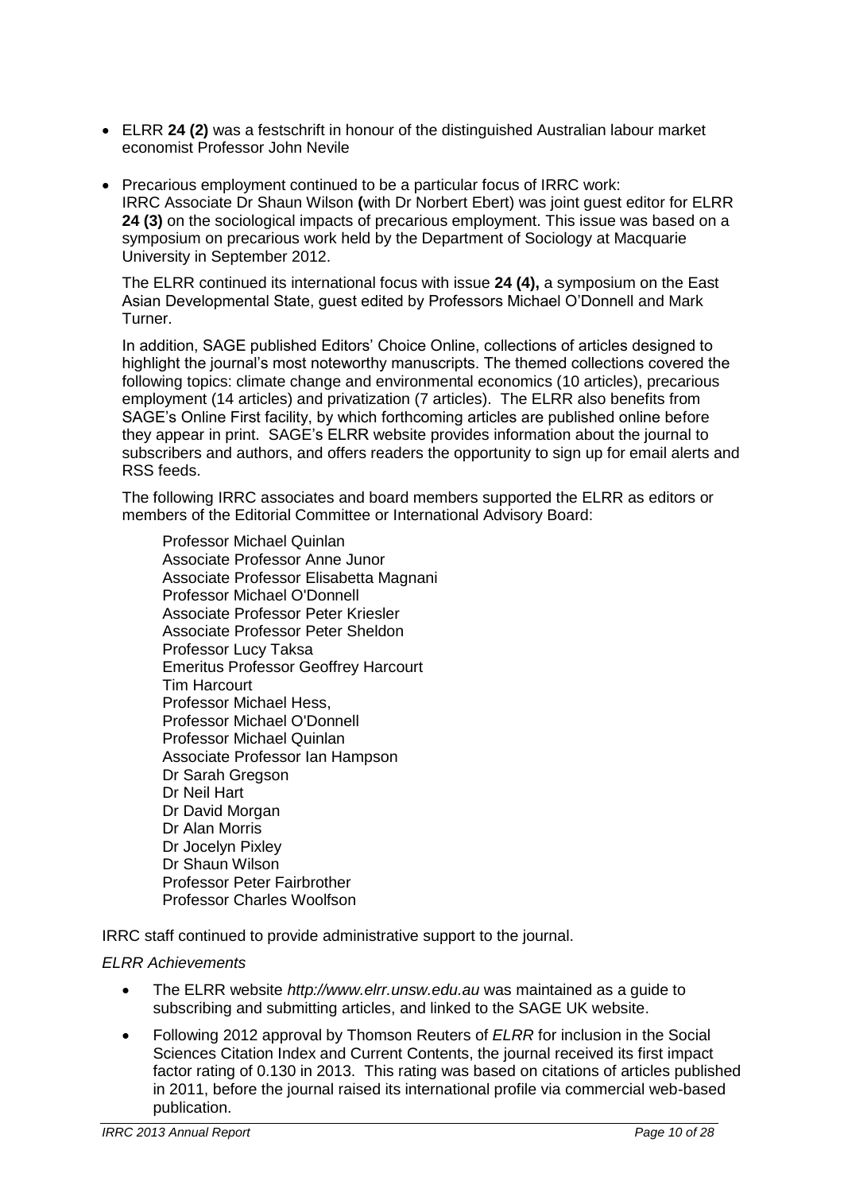- ELRR **24 (2)** was a festschrift in honour of the distinguished Australian labour market economist Professor John Nevile

- Precarious employment continued to be a particular focus of IRRC work: IRRC Associate Dr Shaun Wilson **(**with Dr Norbert Ebert) was joint guest editor for ELRR **24 (3)** on the sociological impacts of precarious employment. This issue was based on a symposium on precarious work held by the Department of Sociology at Macquarie University in September 2012.

  The ELRR continued its international focus with issue **24 (4),** a symposium on the East Asian Developmental State, guest edited by Professors Michael O'Donnell and Mark Turner.

  In addition, SAGE published Editors' Choice Online, collections of articles designed to highlight the journal's most noteworthy manuscripts. The themed collections covered the following topics: climate change and environmental economics (10 articles), precarious employment (14 articles) and privatization (7 articles). The ELRR also benefits from SAGE's Online First facility, by which forthcoming articles are published online before they appear in print. SAGE's ELRR website provides information about the journal to subscribers and authors, and offers readers the opportunity to sign up for email alerts and RSS feeds.

  The following IRRC associates and board members supported the ELRR as editors or members of the Editorial Committee or International Advisory Board:

  Professor Michael Quinlan
  Associate Professor Anne Junor
  Associate Professor Elisabetta Magnani
  Professor Michael O'Donnell
  Associate Professor Peter Kriesler
  Associate Professor Peter Sheldon
  Professor Lucy Taksa
  Emeritus Professor Geoffrey Harcourt
  Tim Harcourt
  Professor Michael Hess,
  Professor Michael O'Donnell
  Professor Michael Quinlan
  Associate Professor Ian Hampson
  Dr Sarah Gregson
  Dr Neil Hart
  Dr David Morgan
  Dr Alan Morris
  Dr Jocelyn Pixley
  Dr Shaun Wilson
  Professor Peter Fairbrother
  Professor Charles Woolfson

IRRC staff continued to provide administrative support to the journal.

*ELRR Achievements*

- The ELRR website *http://www.elrr.unsw.edu.au* was maintained as a guide to subscribing and submitting articles, and linked to the SAGE UK website.

- Following 2012 approval by Thomson Reuters of *ELRR* for inclusion in the Social Sciences Citation Index and Current Contents, the journal received its first impact factor rating of 0.130 in 2013. This rating was based on citations of articles published in 2011, before the journal raised its international profile via commercial web-based publication.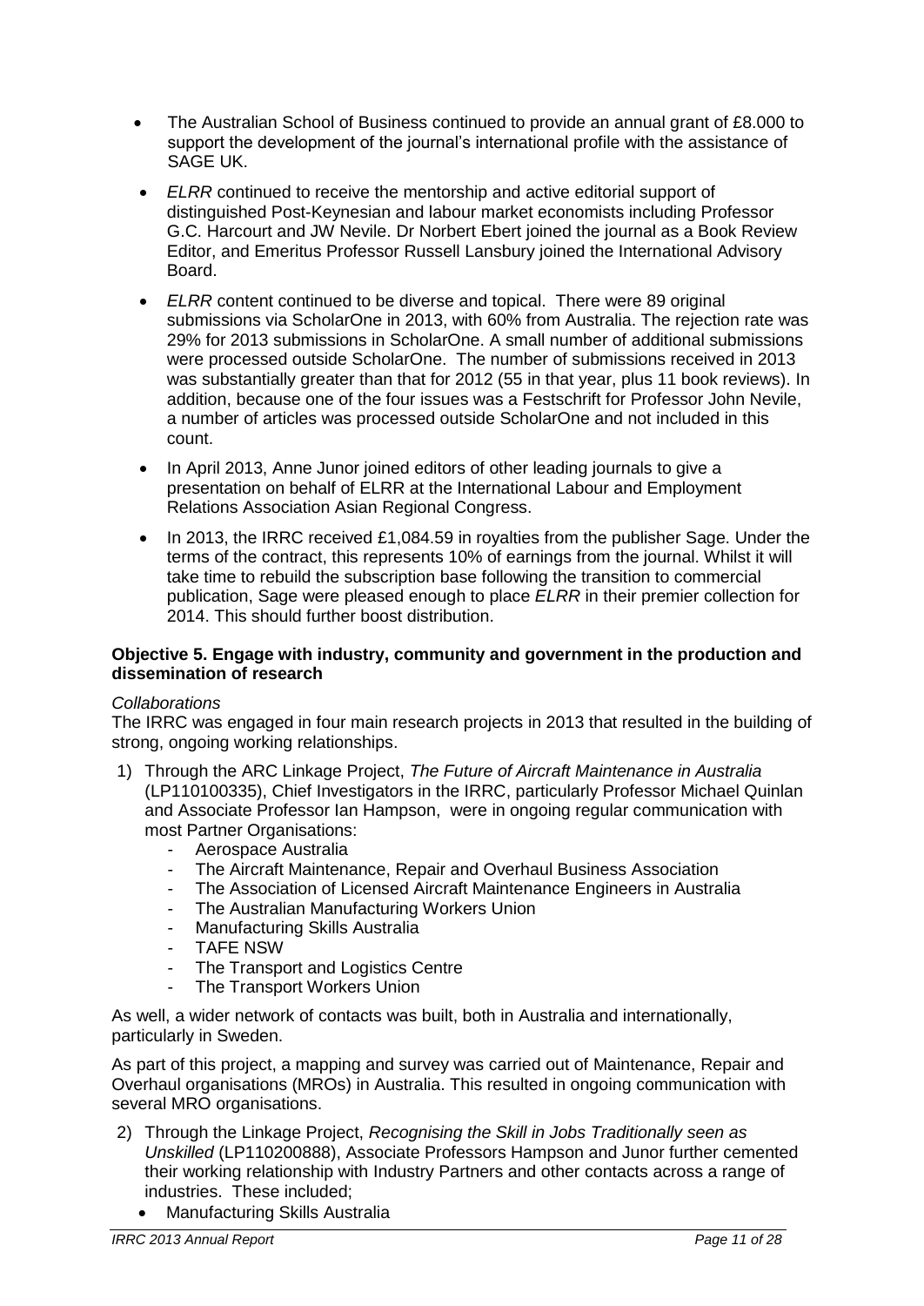- The Australian School of Business continued to provide an annual grant of £8.000 to support the development of the journal's international profile with the assistance of SAGE UK.
- *ELRR* continued to receive the mentorship and active editorial support of distinguished Post-Keynesian and labour market economists including Professor G.C. Harcourt and JW Nevile. Dr Norbert Ebert joined the journal as a Book Review Editor, and Emeritus Professor Russell Lansbury joined the International Advisory Board.
- *ELRR* content continued to be diverse and topical. There were 89 original submissions via ScholarOne in 2013, with 60% from Australia. The rejection rate was 29% for 2013 submissions in ScholarOne. A small number of additional submissions were processed outside ScholarOne. The number of submissions received in 2013 was substantially greater than that for 2012 (55 in that year, plus 11 book reviews). In addition, because one of the four issues was a Festschrift for Professor John Nevile, a number of articles was processed outside ScholarOne and not included in this count.
- In April 2013, Anne Junor joined editors of other leading journals to give a presentation on behalf of ELRR at the International Labour and Employment Relations Association Asian Regional Congress.
- In 2013, the IRRC received £1,084.59 in royalties from the publisher Sage. Under the terms of the contract, this represents 10% of earnings from the journal. Whilst it will take time to rebuild the subscription base following the transition to commercial publication, Sage were pleased enough to place *ELRR* in their premier collection for 2014. This should further boost distribution.

**Objective 5. Engage with industry, community and government in the production and dissemination of research**

*Collaborations*

The IRRC was engaged in four main research projects in 2013 that resulted in the building of strong, ongoing working relationships.

1) Through the ARC Linkage Project, *The Future of Aircraft Maintenance in Australia* (LP110100335), Chief Investigators in the IRRC, particularly Professor Michael Quinlan and Associate Professor Ian Hampson, were in ongoing regular communication with most Partner Organisations:
    - Aerospace Australia
    - The Aircraft Maintenance, Repair and Overhaul Business Association
    - The Association of Licensed Aircraft Maintenance Engineers in Australia
    - The Australian Manufacturing Workers Union
    - Manufacturing Skills Australia
    - TAFE NSW
    - The Transport and Logistics Centre
    - The Transport Workers Union

As well, a wider network of contacts was built, both in Australia and internationally, particularly in Sweden.

As part of this project, a mapping and survey was carried out of Maintenance, Repair and Overhaul organisations (MROs) in Australia. This resulted in ongoing communication with several MRO organisations.

2) Through the Linkage Project, *Recognising the Skill in Jobs Traditionally seen as Unskilled* (LP110200888), Associate Professors Hampson and Junor further cemented their working relationship with Industry Partners and other contacts across a range of industries. These included;
    - Manufacturing Skills Australia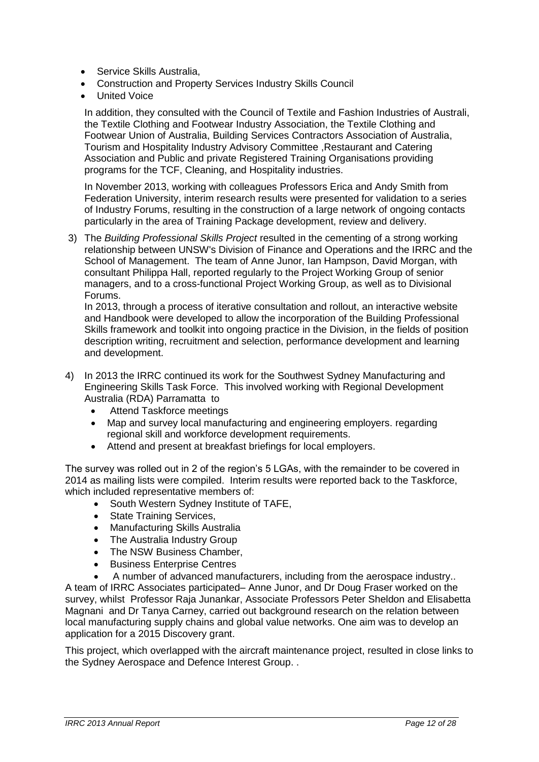- Service Skills Australia,
- Construction and Property Services Industry Skills Council
- United Voice

In addition, they consulted with the Council of Textile and Fashion Industries of Australi, the Textile Clothing and Footwear Industry Association, the Textile Clothing and Footwear Union of Australia, Building Services Contractors Association of Australia, Tourism and Hospitality Industry Advisory Committee ,Restaurant and Catering Association and Public and private Registered Training Organisations providing programs for the TCF, Cleaning, and Hospitality industries.

In November 2013, working with colleagues Professors Erica and Andy Smith from Federation University, interim research results were presented for validation to a series of Industry Forums, resulting in the construction of a large network of ongoing contacts particularly in the area of Training Package development, review and delivery.

3) The *Building Professional Skills Project* resulted in the cementing of a strong working relationship between UNSW's Division of Finance and Operations and the IRRC and the School of Management. The team of Anne Junor, Ian Hampson, David Morgan, with consultant Philippa Hall, reported regularly to the Project Working Group of senior managers, and to a cross-functional Project Working Group, as well as to Divisional Forums.

   In 2013, through a process of iterative consultation and rollout, an interactive website and Handbook were developed to allow the incorporation of the Building Professional Skills framework and toolkit into ongoing practice in the Division, in the fields of position description writing, recruitment and selection, performance development and learning and development.

4) In 2013 the IRRC continued its work for the Southwest Sydney Manufacturing and Engineering Skills Task Force. This involved working with Regional Development Australia (RDA) Parramatta to
   - Attend Taskforce meetings
   - Map and survey local manufacturing and engineering employers. regarding regional skill and workforce development requirements.
   - Attend and present at breakfast briefings for local employers.

The survey was rolled out in 2 of the region's 5 LGAs, with the remainder to be covered in 2014 as mailing lists were compiled. Interim results were reported back to the Taskforce, which included representative members of:

- South Western Sydney Institute of TAFE,
- State Training Services,
- Manufacturing Skills Australia
- The Australia Industry Group
- The NSW Business Chamber,
- Business Enterprise Centres
- A number of advanced manufacturers, including from the aerospace industry..

A team of IRRC Associates participated– Anne Junor, and Dr Doug Fraser worked on the survey, whilst Professor Raja Junankar, Associate Professors Peter Sheldon and Elisabetta Magnani and Dr Tanya Carney, carried out background research on the relation between local manufacturing supply chains and global value networks. One aim was to develop an application for a 2015 Discovery grant.

This project, which overlapped with the aircraft maintenance project, resulted in close links to the Sydney Aerospace and Defence Interest Group. .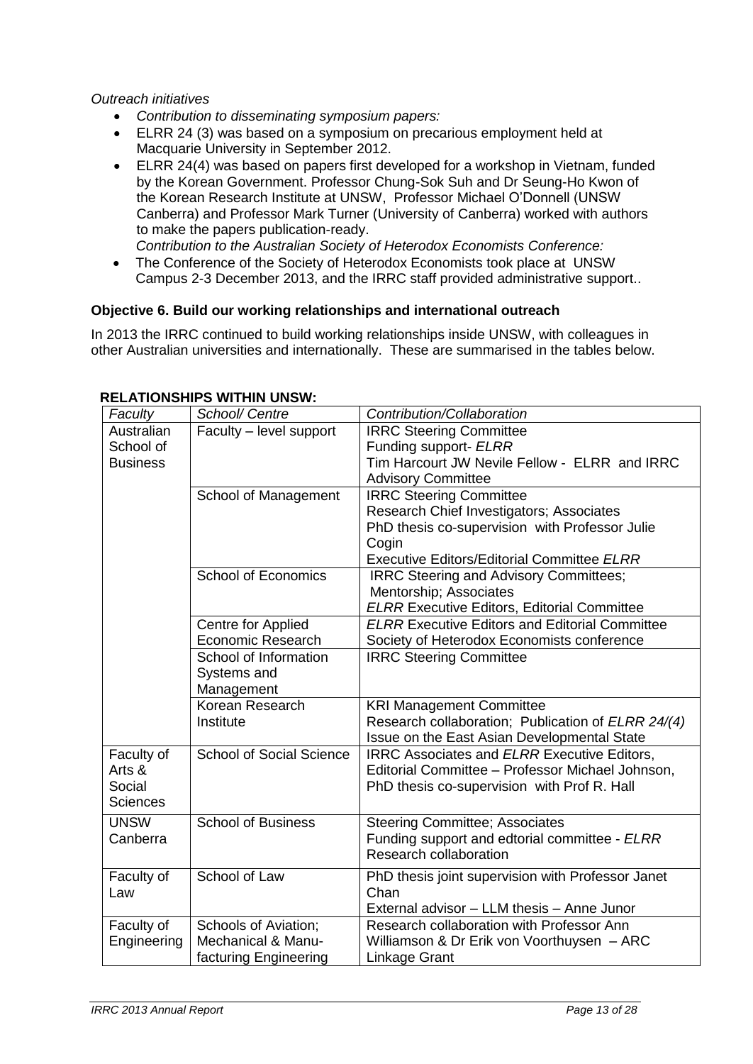*Outreach initiatives*

- *Contribution to disseminating symposium papers:*
- ELRR 24 (3) was based on a symposium on precarious employment held at Macquarie University in September 2012.
- ELRR 24(4) was based on papers first developed for a workshop in Vietnam, funded by the Korean Government. Professor Chung-Sok Suh and Dr Seung-Ho Kwon of the Korean Research Institute at UNSW, Professor Michael O'Donnell (UNSW Canberra) and Professor Mark Turner (University of Canberra) worked with authors to make the papers publication-ready.
  *Contribution to the Australian Society of Heterodox Economists Conference:*
- The Conference of the Society of Heterodox Economists took place at UNSW Campus 2-3 December 2013, and the IRRC staff provided administrative support..

**Objective 6. Build our working relationships and international outreach**

In 2013 the IRRC continued to build working relationships inside UNSW, with colleagues in other Australian universities and internationally. These are summarised in the tables below.

**RELATIONSHIPS WITHIN UNSW:**

| *Faculty* | *School/ Centre* | *Contribution/Collaboration* |
|---|---|---|
| Australian School of Business | Faculty – level support | IRRC Steering Committee<br>Funding support- *ELRR*<br>Tim Harcourt JW Nevile Fellow - ELRR and IRRC Advisory Committee |
| | School of Management | IRRC Steering Committee<br>Research Chief Investigators; Associates<br>PhD thesis co-supervision with Professor Julie Cogin<br>Executive Editors/Editorial Committee *ELRR* |
| | School of Economics | IRRC Steering and Advisory Committees;<br>Mentorship; Associates<br>*ELRR* Executive Editors, Editorial Committee |
| | Centre for Applied Economic Research | *ELRR* Executive Editors and Editorial Committee<br>Society of Heterodox Economists conference |
| | School of Information Systems and Management | IRRC Steering Committee |
| | Korean Research Institute | KRI Management Committee<br>Research collaboration; Publication of *ELRR 24/(4)*<br>Issue on the East Asian Developmental State |
| Faculty of Arts & Social Sciences | School of Social Science | IRRC Associates and *ELRR* Executive Editors,<br>Editorial Committee – Professor Michael Johnson,<br>PhD thesis co-supervision with Prof R. Hall |
| UNSW Canberra | School of Business | Steering Committee; Associates<br>Funding support and edtorial committee - *ELRR*<br>Research collaboration |
| Faculty of Law | School of Law | PhD thesis joint supervision with Professor Janet Chan<br>External advisor – LLM thesis – Anne Junor |
| Faculty of Engineering | Schools of Aviation; Mechanical & Manu-facturing Engineering | Research collaboration with Professor Ann Williamson & Dr Erik von Voorthuysen – ARC Linkage Grant |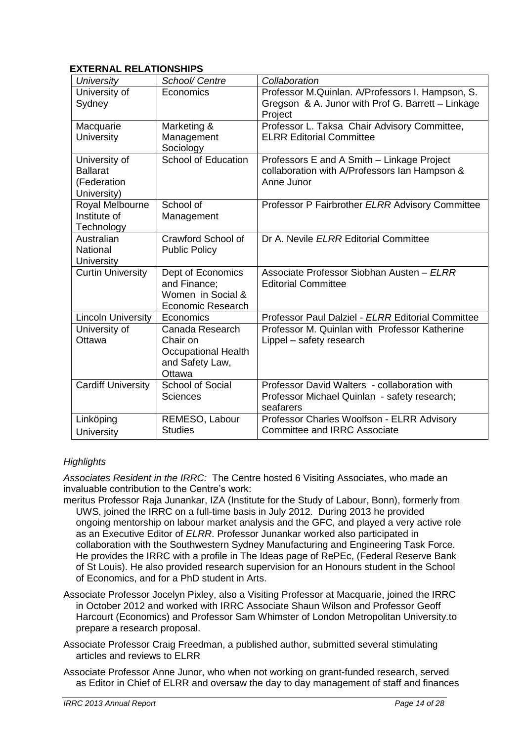## EXTERNAL RELATIONSHIPS

| *University* | *School/ Centre* | *Collaboration* |
| --- | --- | --- |
| University of Sydney | Economics | Professor M.Quinlan. A/Professors I. Hampson, S. Gregson & A. Junor with Prof G. Barrett – Linkage Project |
| Macquarie University | Marketing & Management Sociology | Professor L. Taksa Chair Advisory Committee, ELRR Editorial Committee |
| University of Ballarat (Federation University) | School of Education | Professors E and A Smith – Linkage Project collaboration with A/Professors Ian Hampson & Anne Junor |
| Royal Melbourne Institute of Technology | School of Management | Professor P Fairbrother *ELRR* Advisory Committee |
| Australian National University | Crawford School of Public Policy | Dr A. Nevile *ELRR* Editorial Committee |
| Curtin University | Dept of Economics and Finance; Women in Social & Economic Research | Associate Professor Siobhan Austen – *ELRR* Editorial Committee |
| Lincoln University | Economics | Professor Paul Dalziel - *ELRR* Editorial Committee |
| University of Ottawa | Canada Research Chair on Occupational Health and Safety Law, Ottawa | Professor M. Quinlan with Professor Katherine Lippel – safety research |
| Cardiff University | School of Social Sciences | Professor David Walters - collaboration with Professor Michael Quinlan - safety research; seafarers |
| Linköping University | REMESO, Labour Studies | Professor Charles Woolfson - ELRR Advisory Committee and IRRC Associate |

*Highlights*

*Associates Resident in the IRRC:* The Centre hosted 6 Visiting Associates, who made an invaluable contribution to the Centre's work:

meritus Professor Raja Junankar, IZA (Institute for the Study of Labour, Bonn), formerly from UWS, joined the IRRC on a full-time basis in July 2012. During 2013 he provided ongoing mentorship on labour market analysis and the GFC, and played a very active role as an Executive Editor of *ELRR*. Professor Junankar worked also participated in collaboration with the Southwestern Sydney Manufacturing and Engineering Task Force. He provides the IRRC with a profile in The Ideas page of RePEc, (Federal Reserve Bank of St Louis). He also provided research supervision for an Honours student in the School of Economics, and for a PhD student in Arts.

Associate Professor Jocelyn Pixley, also a Visiting Professor at Macquarie, joined the IRRC in October 2012 and worked with IRRC Associate Shaun Wilson and Professor Geoff Harcourt (Economics) and Professor Sam Whimster of London Metropolitan University.to prepare a research proposal.

Associate Professor Craig Freedman, a published author, submitted several stimulating articles and reviews to ELRR

Associate Professor Anne Junor, who when not working on grant-funded research, served as Editor in Chief of ELRR and oversaw the day to day management of staff and finances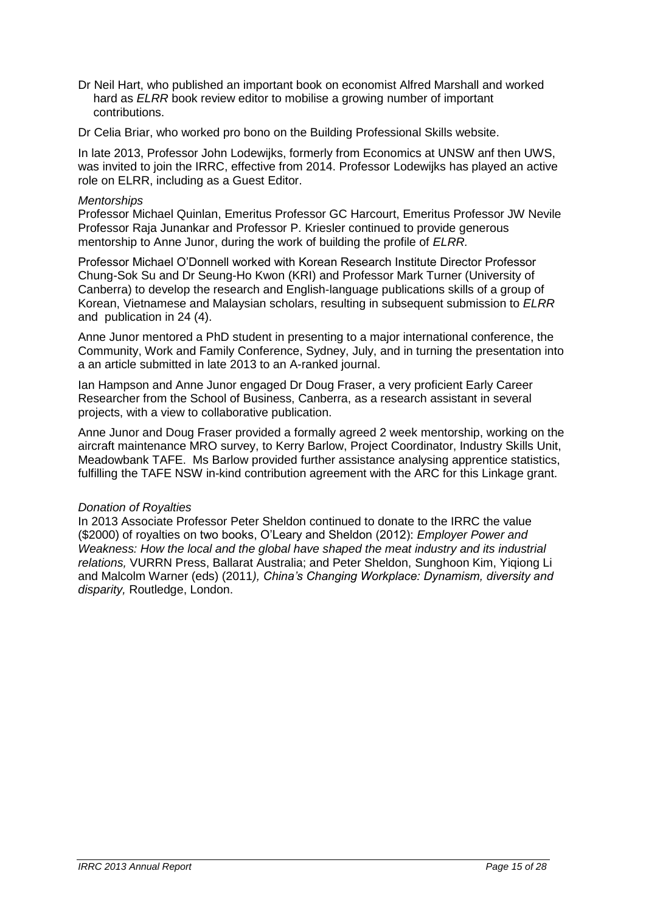Dr Neil Hart, who published an important book on economist Alfred Marshall and worked hard as *ELRR* book review editor to mobilise a growing number of important contributions.

Dr Celia Briar, who worked pro bono on the Building Professional Skills website.

In late 2013, Professor John Lodewijks, formerly from Economics at UNSW anf then UWS, was invited to join the IRRC, effective from 2014. Professor Lodewijks has played an active role on ELRR, including as a Guest Editor.

*Mentorships*

Professor Michael Quinlan, Emeritus Professor GC Harcourt, Emeritus Professor JW Nevile Professor Raja Junankar and Professor P. Kriesler continued to provide generous mentorship to Anne Junor, during the work of building the profile of *ELRR.*

Professor Michael O'Donnell worked with Korean Research Institute Director Professor Chung-Sok Su and Dr Seung-Ho Kwon (KRI) and Professor Mark Turner (University of Canberra) to develop the research and English-language publications skills of a group of Korean, Vietnamese and Malaysian scholars, resulting in subsequent submission to *ELRR* and publication in 24 (4).

Anne Junor mentored a PhD student in presenting to a major international conference, the Community, Work and Family Conference, Sydney, July, and in turning the presentation into a an article submitted in late 2013 to an A-ranked journal.

Ian Hampson and Anne Junor engaged Dr Doug Fraser, a very proficient Early Career Researcher from the School of Business, Canberra, as a research assistant in several projects, with a view to collaborative publication.

Anne Junor and Doug Fraser provided a formally agreed 2 week mentorship, working on the aircraft maintenance MRO survey, to Kerry Barlow, Project Coordinator, Industry Skills Unit, Meadowbank TAFE. Ms Barlow provided further assistance analysing apprentice statistics, fulfilling the TAFE NSW in-kind contribution agreement with the ARC for this Linkage grant.

*Donation of Royalties*

In 2013 Associate Professor Peter Sheldon continued to donate to the IRRC the value ($2000) of royalties on two books, O'Leary and Sheldon (2012): *Employer Power and Weakness: How the local and the global have shaped the meat industry and its industrial relations,* VURRN Press, Ballarat Australia; and Peter Sheldon, Sunghoon Kim, Yiqiong Li and Malcolm Warner (eds) (2011*), China's Changing Workplace: Dynamism, diversity and disparity,* Routledge, London.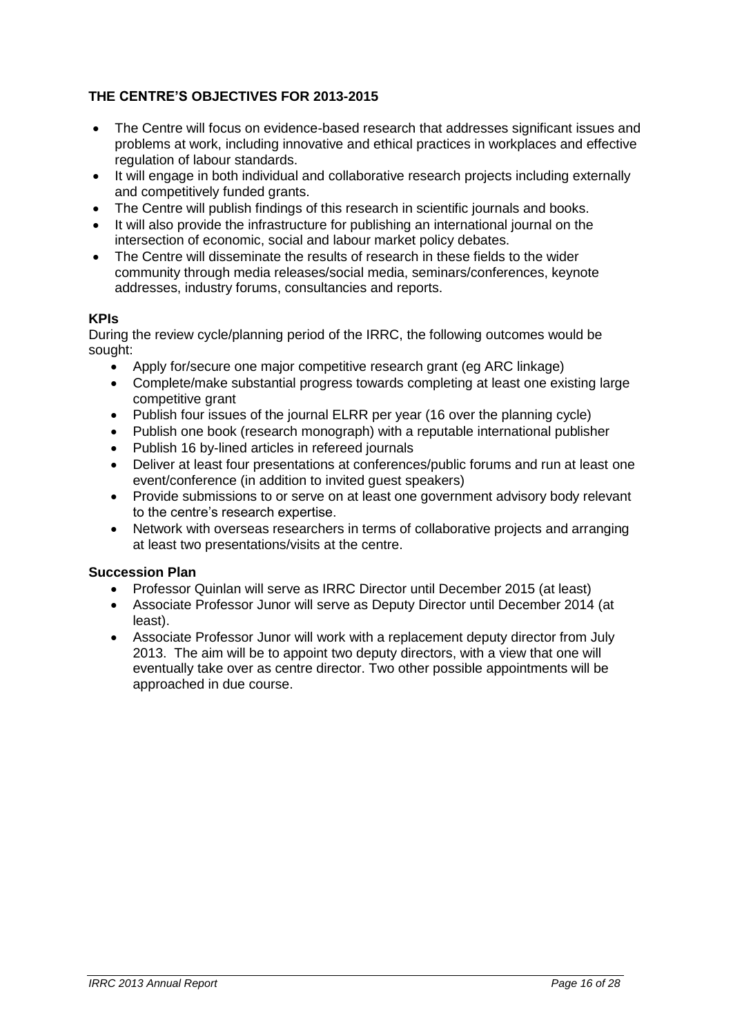## THE CENTRE'S OBJECTIVES FOR 2013-2015

- The Centre will focus on evidence-based research that addresses significant issues and problems at work, including innovative and ethical practices in workplaces and effective regulation of labour standards.
- It will engage in both individual and collaborative research projects including externally and competitively funded grants.
- The Centre will publish findings of this research in scientific journals and books.
- It will also provide the infrastructure for publishing an international journal on the intersection of economic, social and labour market policy debates.
- The Centre will disseminate the results of research in these fields to the wider community through media releases/social media, seminars/conferences, keynote addresses, industry forums, consultancies and reports.

### KPIs

During the review cycle/planning period of the IRRC, the following outcomes would be sought:

- Apply for/secure one major competitive research grant (eg ARC linkage)
- Complete/make substantial progress towards completing at least one existing large competitive grant
- Publish four issues of the journal ELRR per year (16 over the planning cycle)
- Publish one book (research monograph) with a reputable international publisher
- Publish 16 by-lined articles in refereed journals
- Deliver at least four presentations at conferences/public forums and run at least one event/conference (in addition to invited guest speakers)
- Provide submissions to or serve on at least one government advisory body relevant to the centre's research expertise.
- Network with overseas researchers in terms of collaborative projects and arranging at least two presentations/visits at the centre.

### Succession Plan

- Professor Quinlan will serve as IRRC Director until December 2015 (at least)
- Associate Professor Junor will serve as Deputy Director until December 2014 (at least).
- Associate Professor Junor will work with a replacement deputy director from July 2013. The aim will be to appoint two deputy directors, with a view that one will eventually take over as centre director. Two other possible appointments will be approached in due course.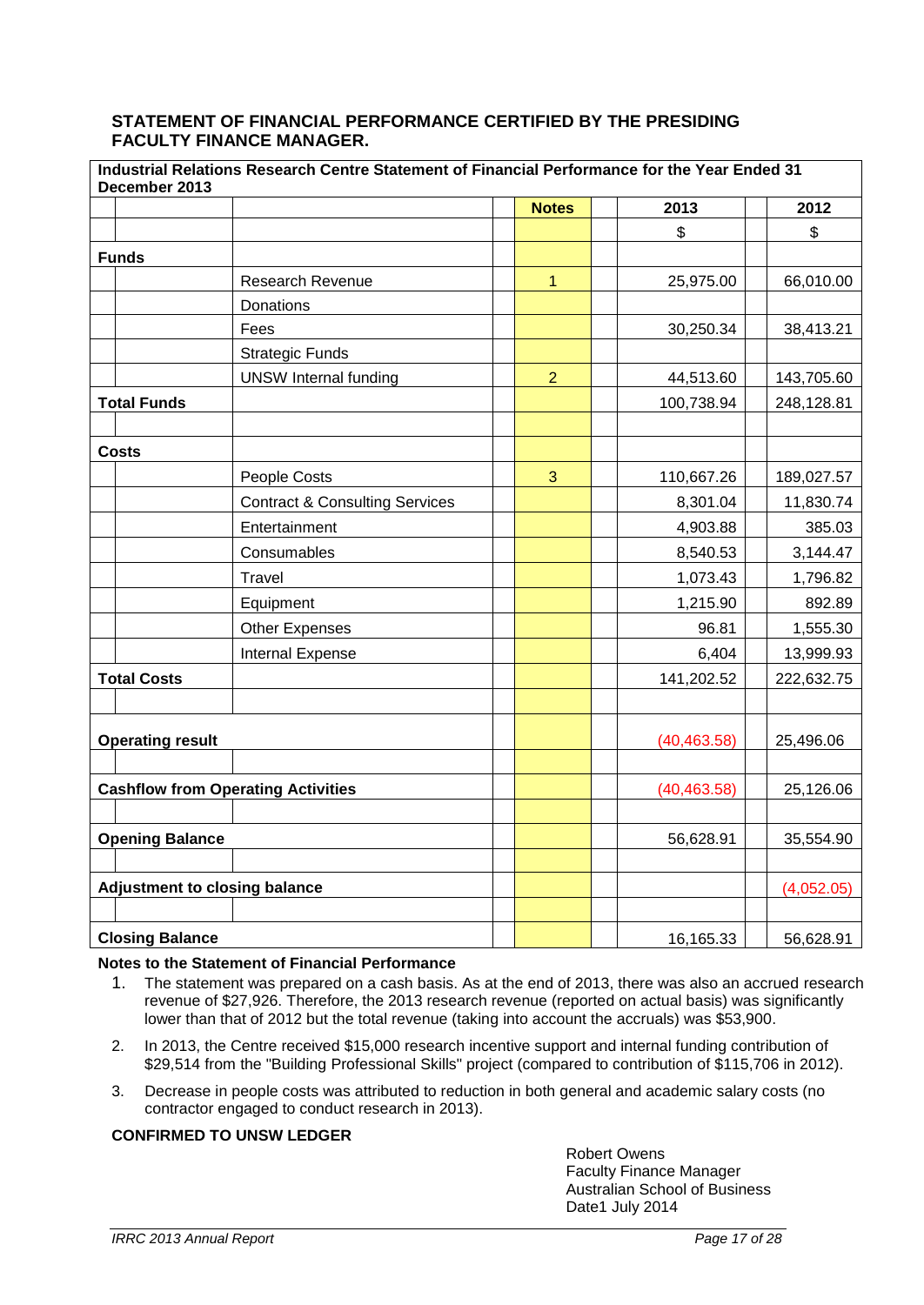## STATEMENT OF FINANCIAL PERFORMANCE CERTIFIED BY THE PRESIDING FACULTY FINANCE MANAGER.

| Industrial Relations Research Centre Statement of Financial Performance for the Year Ended 31 December 2013 | | Notes | 2013 | 2012 |
|---|---|---|---|---|
| | | | $ | $ |
| **Funds** | | | | |
| | Research Revenue | 1 | 25,975.00 | 66,010.00 |
| | Donations | | | |
| | Fees | | 30,250.34 | 38,413.21 |
| | Strategic Funds | | | |
| | UNSW Internal funding | 2 | 44,513.60 | 143,705.60 |
| **Total Funds** | | | 100,738.94 | 248,128.81 |
| | | | | |
| **Costs** | | | | |
| | People Costs | 3 | 110,667.26 | 189,027.57 |
| | Contract & Consulting Services | | 8,301.04 | 11,830.74 |
| | Entertainment | | 4,903.88 | 385.03 |
| | Consumables | | 8,540.53 | 3,144.47 |
| | Travel | | 1,073.43 | 1,796.82 |
| | Equipment | | 1,215.90 | 892.89 |
| | Other Expenses | | 96.81 | 1,555.30 |
| | Internal Expense | | 6,404 | 13,999.93 |
| **Total Costs** | | | 141,202.52 | 222,632.75 |
| | | | | |
| **Operating result** | | | (40,463.58) | 25,496.06 |
| | | | | |
| **Cashflow from Operating Activities** | | | (40,463.58) | 25,126.06 |
| | | | | |
| **Opening Balance** | | | 56,628.91 | 35,554.90 |
| | | | | |
| **Adjustment to closing balance** | | | | (4,052.05) |
| | | | | |
| **Closing Balance** | | | 16,165.33 | 56,628.91 |

**Notes to the Statement of Financial Performance**

1. The statement was prepared on a cash basis. As at the end of 2013, there was also an accrued research revenue of $27,926. Therefore, the 2013 research revenue (reported on actual basis) was significantly lower than that of 2012 but the total revenue (taking into account the accruals) was $53,900.
2. In 2013, the Centre received $15,000 research incentive support and internal funding contribution of $29,514 from the "Building Professional Skills" project (compared to contribution of $115,706 in 2012).
3. Decrease in people costs was attributed to reduction in both general and academic salary costs (no contractor engaged to conduct research in 2013).

**CONFIRMED TO UNSW LEDGER**

Robert Owens
Faculty Finance Manager
Australian School of Business
Date1 July 2014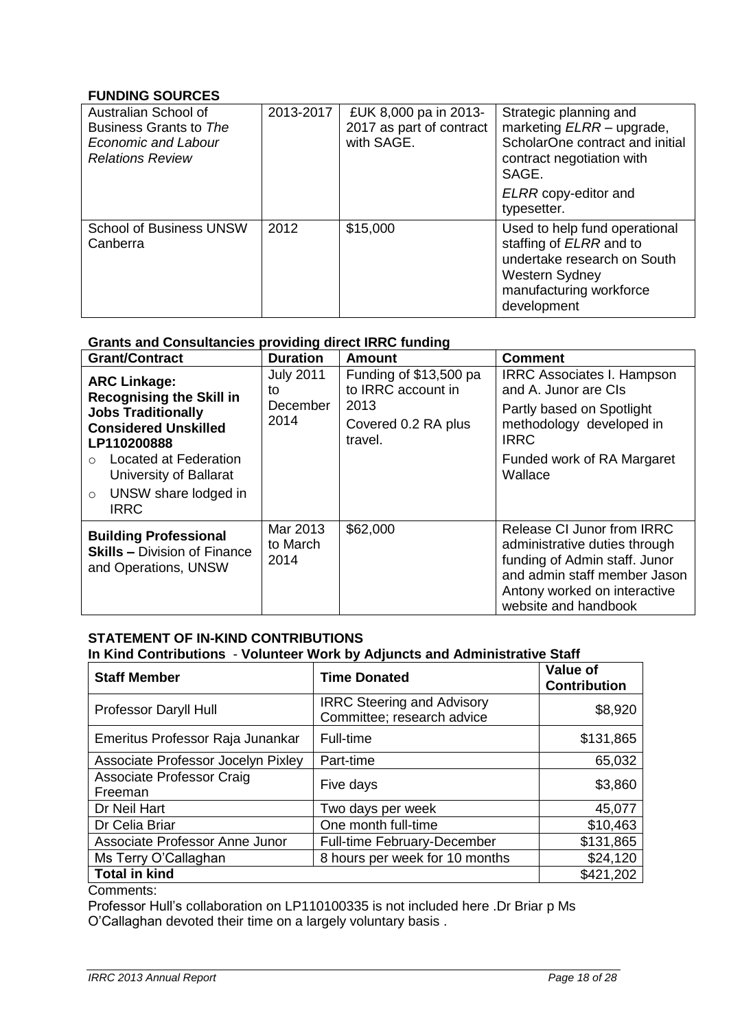## FUNDING SOURCES

| | | | |
|---|---|---|---|
| Australian School of Business Grants to *The Economic and Labour Relations Review* | 2013-2017 | £UK 8,000 pa in 2013-2017 as part of contract with SAGE. | Strategic planning and marketing *ELRR* – upgrade, ScholarOne contract and initial contract negotiation with SAGE.<br><br>*ELRR* copy-editor and typesetter. |
| School of Business UNSW Canberra | 2012 | $15,000 | Used to help fund operational staffing of *ELRR* and to undertake research on South Western Sydney manufacturing workforce development |

### Grants and Consultancies providing direct IRRC funding

| Grant/Contract | Duration | Amount | Comment |
|---|---|---|---|
| **ARC Linkage: Recognising the Skill in Jobs Traditionally Considered Unskilled LP110200888**<br>○ Located at Federation University of Ballarat<br>○ UNSW share lodged in IRRC | July 2011 to December 2014 | Funding of $13,500 pa to IRRC account in 2013<br><br>Covered 0.2 RA plus travel. | IRRC Associates I. Hampson and A. Junor are CIs<br><br>Partly based on Spotlight methodology developed in IRRC<br><br>Funded work of RA Margaret Wallace |
| **Building Professional Skills –** Division of Finance and Operations, UNSW | Mar 2013 to March 2014 | $62,000 | Release CI Junor from IRRC administrative duties through funding of Admin staff. Junor and admin staff member Jason Antony worked on interactive website and handbook |

## STATEMENT OF IN-KIND CONTRIBUTIONS

### In Kind Contributions - Volunteer Work by Adjuncts and Administrative Staff

| Staff Member | Time Donated | Value of Contribution |
|---|---|---|
| Professor Daryll Hull | IRRC Steering and Advisory Committee; research advice | $8,920 |
| Emeritus Professor Raja Junankar | Full-time | $131,865 |
| Associate Professor Jocelyn Pixley | Part-time | 65,032 |
| Associate Professor Craig Freeman | Five days | $3,860 |
| Dr Neil Hart | Two days per week | 45,077 |
| Dr Celia Briar | One month full-time | $10,463 |
| Associate Professor Anne Junor | Full-time February-December | $131,865 |
| Ms Terry O'Callaghan | 8 hours per week for 10 months | $24,120 |
| **Total in kind** | | $421,202 |

Comments:

Professor Hull's collaboration on LP110100335 is not included here .Dr Briar p Ms O'Callaghan devoted their time on a largely voluntary basis .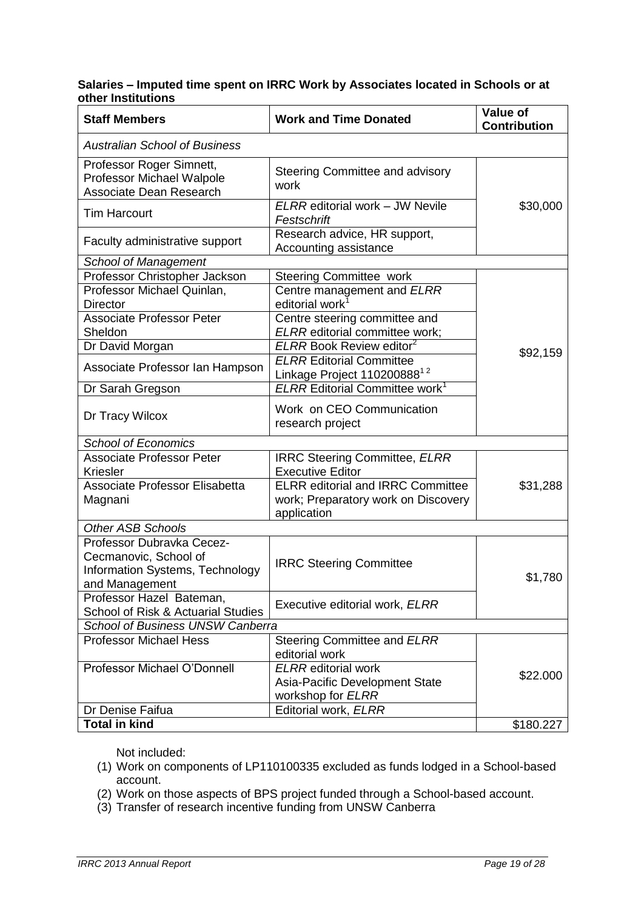**Salaries – Imputed time spent on IRRC Work by Associates located in Schools or at other Institutions**

| Staff Members | Work and Time Donated | Value of Contribution |
|---|---|---|
| *Australian School of Business* | | |
| Professor Roger Simnett, Professor Michael Walpole Associate Dean Research | Steering Committee and advisory work | $30,000 |
| Tim Harcourt | *ELRR* editorial work – JW Nevile *Festschrift* | |
| Faculty administrative support | Research advice, HR support, Accounting assistance | |
| *School of Management* | | |
| Professor Christopher Jackson | Steering Committee work | $92,159 |
| Professor Michael Quinlan, Director | Centre management and *ELRR* editorial work[1] | |
| Associate Professor Peter Sheldon | Centre steering committee and *ELRR* editorial committee work; | |
| Dr David Morgan | *ELRR* Book Review editor[2] | |
| Associate Professor Ian Hampson | *ELRR* Editorial Committee Linkage Project 110200888[1 2] | |
| Dr Sarah Gregson | *ELRR* Editorial Committee work[1] | |
| Dr Tracy Wilcox | Work on CEO Communication research project | |
| *School of Economics* | | |
| Associate Professor Peter Kriesler | IRRC Steering Committee, *ELRR* Executive Editor | $31,288 |
| Associate Professor Elisabetta Magnani | ELRR editorial and IRRC Committee work; Preparatory work on Discovery application | |
| *Other ASB Schools* | | |
| Professor Dubravka Cecez-Cecmanovic, School of Information Systems, Technology and Management | IRRC Steering Committee | $1,780 |
| Professor Hazel Bateman, School of Risk & Actuarial Studies | Executive editorial work, *ELRR* | |
| *School of Business UNSW Canberra* | | |
| Professor Michael Hess | Steering Committee and *ELRR* editorial work | $22.000 |
| Professor Michael O'Donnell | *ELRR* editorial work Asia-Pacific Development State workshop for *ELRR* | |
| Dr Denise Faifua | Editorial work, *ELRR* | |
| **Total in kind** | | $180.227 |

Not included:

(1) Work on components of LP110100335 excluded as funds lodged in a School-based account.
(2) Work on those aspects of BPS project funded through a School-based account.
(3) Transfer of research incentive funding from UNSW Canberra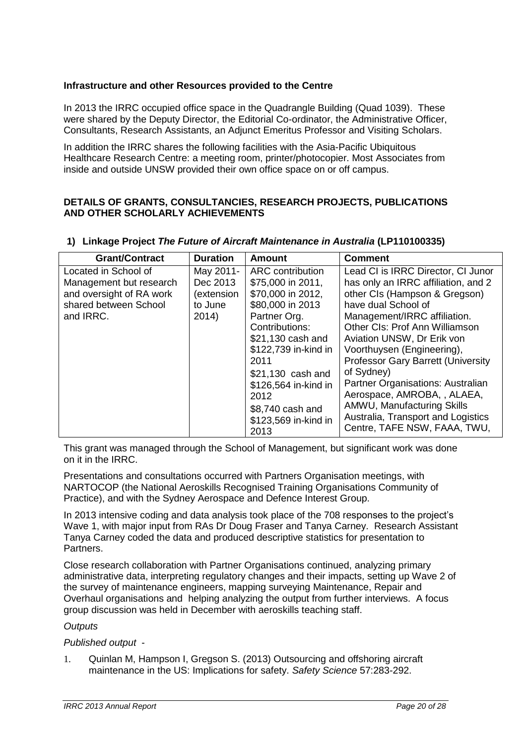**Infrastructure and other Resources provided to the Centre**

In 2013 the IRRC occupied office space in the Quadrangle Building (Quad 1039). These were shared by the Deputy Director, the Editorial Co-ordinator, the Administrative Officer, Consultants, Research Assistants, an Adjunct Emeritus Professor and Visiting Scholars.

In addition the IRRC shares the following facilities with the Asia-Pacific Ubiquitous Healthcare Research Centre: a meeting room, printer/photocopier. Most Associates from inside and outside UNSW provided their own office space on or off campus.

**DETAILS OF GRANTS, CONSULTANCIES, RESEARCH PROJECTS, PUBLICATIONS AND OTHER SCHOLARLY ACHIEVEMENTS**

**1) Linkage Project *The Future of Aircraft Maintenance in Australia* (LP110100335)**

| Grant/Contract | Duration | Amount | Comment |
|---|---|---|---|
| Located in School of Management but research and oversight of RA work shared between School and IRRC. | May 2011-Dec 2013 (extension to June 2014) | ARC contribution $75,000 in 2011, $70,000 in 2012, $80,000 in 2013 Partner Org. Contributions: $21,130 cash and $122,739 in-kind in 2011 $21,130 cash and $126,564 in-kind in 2012 $8,740 cash and $123,569 in-kind in 2013 | Lead CI is IRRC Director, CI Junor has only an IRRC affiliation, and 2 other CIs (Hampson & Gregson) have dual School of Management/IRRC affiliation. Other CIs: Prof Ann Williamson Aviation UNSW, Dr Erik von Voorthuysen (Engineering), Professor Gary Barrett (University of Sydney) Partner Organisations: Australian Aerospace, AMROBA, , ALAEA, AMWU, Manufacturing Skills Australia, Transport and Logistics Centre, TAFE NSW, FAAA, TWU, |

This grant was managed through the School of Management, but significant work was done on it in the IRRC.

Presentations and consultations occurred with Partners Organisation meetings, with NARTOCOP (the National Aeroskills Recognised Training Organisations Community of Practice), and with the Sydney Aerospace and Defence Interest Group.

In 2013 intensive coding and data analysis took place of the 708 responses to the project's Wave 1, with major input from RAs Dr Doug Fraser and Tanya Carney. Research Assistant Tanya Carney coded the data and produced descriptive statistics for presentation to Partners.

Close research collaboration with Partner Organisations continued, analyzing primary administrative data, interpreting regulatory changes and their impacts, setting up Wave 2 of the survey of maintenance engineers, mapping surveying Maintenance, Repair and Overhaul organisations and helping analyzing the output from further interviews. A focus group discussion was held in December with aeroskills teaching staff.

*Outputs*

*Published output* -

1. Quinlan M, Hampson I, Gregson S. (2013) Outsourcing and offshoring aircraft maintenance in the US: Implications for safety. *Safety Science* 57:283-292.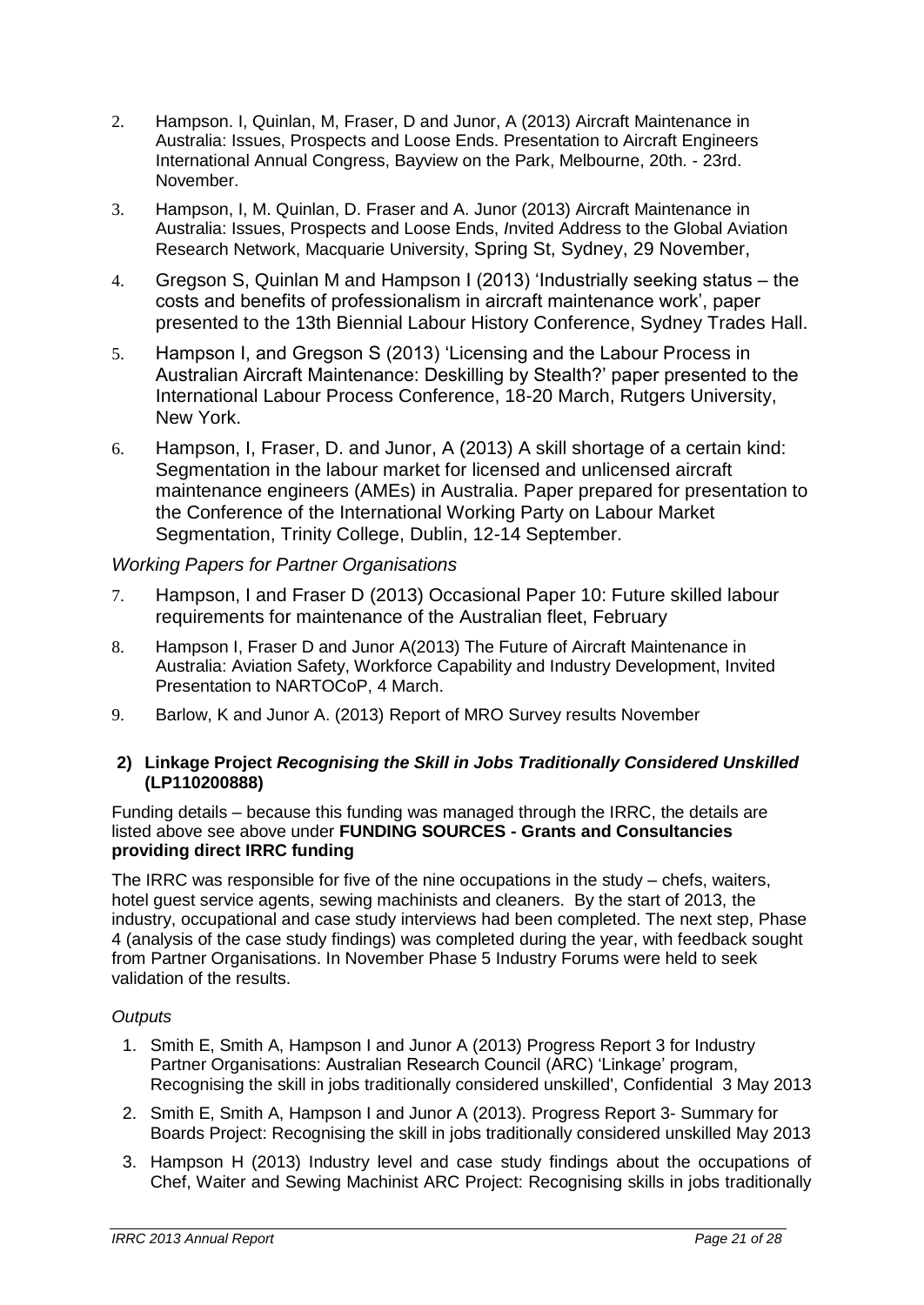2. Hampson. I, Quinlan, M, Fraser, D and Junor, A (2013) Aircraft Maintenance in Australia: Issues, Prospects and Loose Ends. Presentation to Aircraft Engineers International Annual Congress, Bayview on the Park, Melbourne, 20th. - 23rd. November.
3. Hampson, I, M. Quinlan, D. Fraser and A. Junor (2013) Aircraft Maintenance in Australia: Issues, Prospects and Loose Ends, *I*nvited Address to the Global Aviation Research Network, Macquarie University, Spring St, Sydney, 29 November,
4. Gregson S, Quinlan M and Hampson I (2013) 'Industrially seeking status – the costs and benefits of professionalism in aircraft maintenance work', paper presented to the 13th Biennial Labour History Conference, Sydney Trades Hall.
5. Hampson I, and Gregson S (2013) 'Licensing and the Labour Process in Australian Aircraft Maintenance: Deskilling by Stealth?' paper presented to the International Labour Process Conference, 18-20 March, Rutgers University, New York.
6. Hampson, I, Fraser, D. and Junor, A (2013) A skill shortage of a certain kind: Segmentation in the labour market for licensed and unlicensed aircraft maintenance engineers (AMEs) in Australia. Paper prepared for presentation to the Conference of the International Working Party on Labour Market Segmentation, Trinity College, Dublin, 12-14 September.

*Working Papers for Partner Organisations*

7. Hampson, I and Fraser D (2013) Occasional Paper 10: Future skilled labour requirements for maintenance of the Australian fleet, February
8. Hampson I, Fraser D and Junor A(2013) The Future of Aircraft Maintenance in Australia: Aviation Safety, Workforce Capability and Industry Development, Invited Presentation to NARTOCoP, 4 March.
9. Barlow, K and Junor A. (2013) Report of MRO Survey results November

**2) Linkage Project *Recognising the Skill in Jobs Traditionally Considered Unskilled* (LP110200888)**

Funding details – because this funding was managed through the IRRC, the details are listed above see above under **FUNDING SOURCES - Grants and Consultancies providing direct IRRC funding**

The IRRC was responsible for five of the nine occupations in the study – chefs, waiters, hotel guest service agents, sewing machinists and cleaners. By the start of 2013, the industry, occupational and case study interviews had been completed. The next step, Phase 4 (analysis of the case study findings) was completed during the year, with feedback sought from Partner Organisations. In November Phase 5 Industry Forums were held to seek validation of the results.

*Outputs*

1. Smith E, Smith A, Hampson I and Junor A (2013) Progress Report 3 for Industry Partner Organisations: Australian Research Council (ARC) 'Linkage' program, Recognising the skill in jobs traditionally considered unskilled', Confidential 3 May 2013
2. Smith E, Smith A, Hampson I and Junor A (2013). Progress Report 3- Summary for Boards Project: Recognising the skill in jobs traditionally considered unskilled May 2013
3. Hampson H (2013) Industry level and case study findings about the occupations of Chef, Waiter and Sewing Machinist ARC Project: Recognising skills in jobs traditionally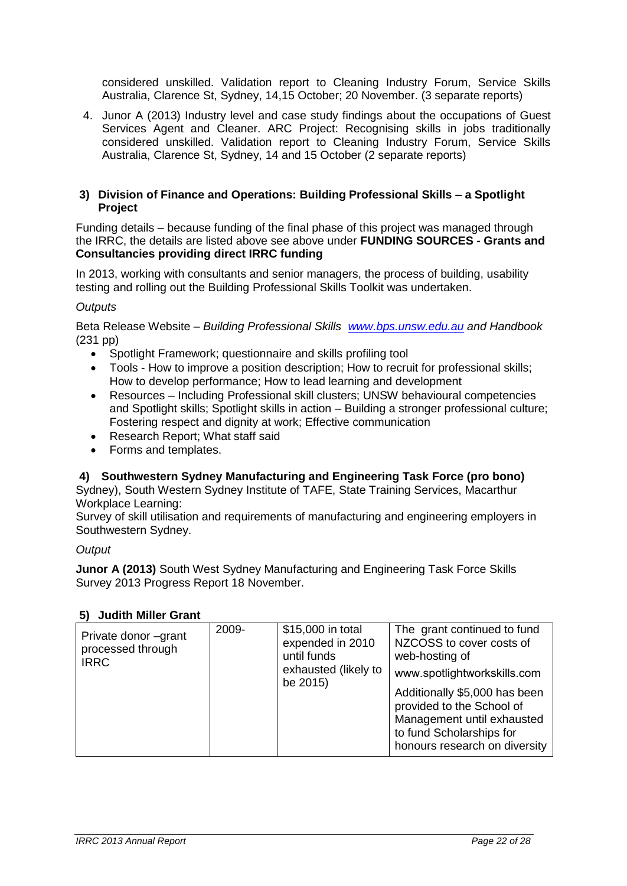considered unskilled. Validation report to Cleaning Industry Forum, Service Skills Australia, Clarence St, Sydney, 14,15 October; 20 November. (3 separate reports)

4. Junor A (2013) Industry level and case study findings about the occupations of Guest Services Agent and Cleaner. ARC Project: Recognising skills in jobs traditionally considered unskilled. Validation report to Cleaning Industry Forum, Service Skills Australia, Clarence St, Sydney, 14 and 15 October (2 separate reports)

### 3) Division of Finance and Operations: Building Professional Skills – a Spotlight Project

Funding details – because funding of the final phase of this project was managed through the IRRC, the details are listed above see above under **FUNDING SOURCES - Grants and Consultancies providing direct IRRC funding**

In 2013, working with consultants and senior managers, the process of building, usability testing and rolling out the Building Professional Skills Toolkit was undertaken.

*Outputs*

Beta Release Website – *Building Professional Skills [www.bps.unsw.edu.au](www.bps.unsw.edu.au) and Handbook* (231 pp)

- Spotlight Framework; questionnaire and skills profiling tool
- Tools - How to improve a position description; How to recruit for professional skills; How to develop performance; How to lead learning and development
- Resources – Including Professional skill clusters; UNSW behavioural competencies and Spotlight skills; Spotlight skills in action – Building a stronger professional culture; Fostering respect and dignity at work; Effective communication
- Research Report; What staff said
- Forms and templates.

### 4) Southwestern Sydney Manufacturing and Engineering Task Force (pro bono)

Sydney), South Western Sydney Institute of TAFE, State Training Services, Macarthur Workplace Learning:

Survey of skill utilisation and requirements of manufacturing and engineering employers in Southwestern Sydney.

*Output*

**Junor A (2013)** South West Sydney Manufacturing and Engineering Task Force Skills Survey 2013 Progress Report 18 November.

### 5) Judith Miller Grant

| Private donor –grant processed through IRRC | 2009- | $15,000 in total expended in 2010 until funds exhausted (likely to be 2015) | The grant continued to fund NZCOSS to cover costs of web-hosting of www.spotlightworkskills.com<br>Additionally $5,000 has been provided to the School of Management until exhausted to fund Scholarships for honours research on diversity |
|---|---|---|---|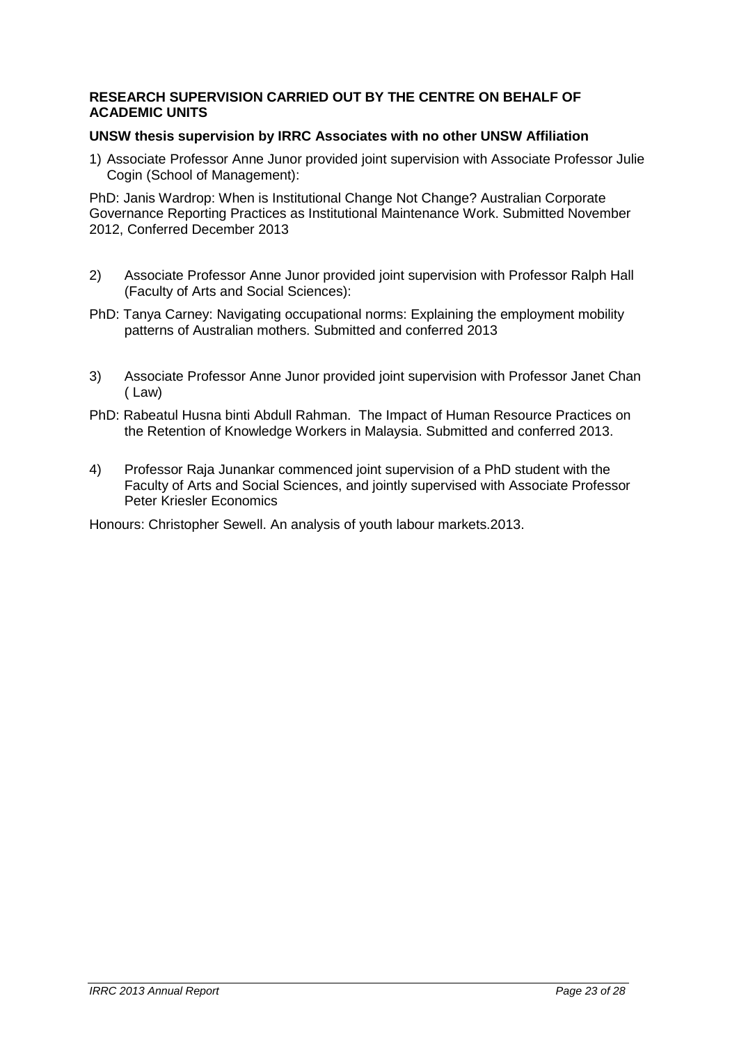## RESEARCH SUPERVISION CARRIED OUT BY THE CENTRE ON BEHALF OF ACADEMIC UNITS

### UNSW thesis supervision by IRRC Associates with no other UNSW Affiliation

1) Associate Professor Anne Junor provided joint supervision with Associate Professor Julie Cogin (School of Management):

PhD: Janis Wardrop: When is Institutional Change Not Change? Australian Corporate Governance Reporting Practices as Institutional Maintenance Work. Submitted November 2012, Conferred December 2013

2) Associate Professor Anne Junor provided joint supervision with Professor Ralph Hall (Faculty of Arts and Social Sciences):

PhD: Tanya Carney: Navigating occupational norms: Explaining the employment mobility patterns of Australian mothers. Submitted and conferred 2013

3) Associate Professor Anne Junor provided joint supervision with Professor Janet Chan ( Law)

PhD: Rabeatul Husna binti Abdull Rahman. The Impact of Human Resource Practices on the Retention of Knowledge Workers in Malaysia. Submitted and conferred 2013.

4) Professor Raja Junankar commenced joint supervision of a PhD student with the Faculty of Arts and Social Sciences, and jointly supervised with Associate Professor Peter Kriesler Economics

Honours: Christopher Sewell. An analysis of youth labour markets.2013.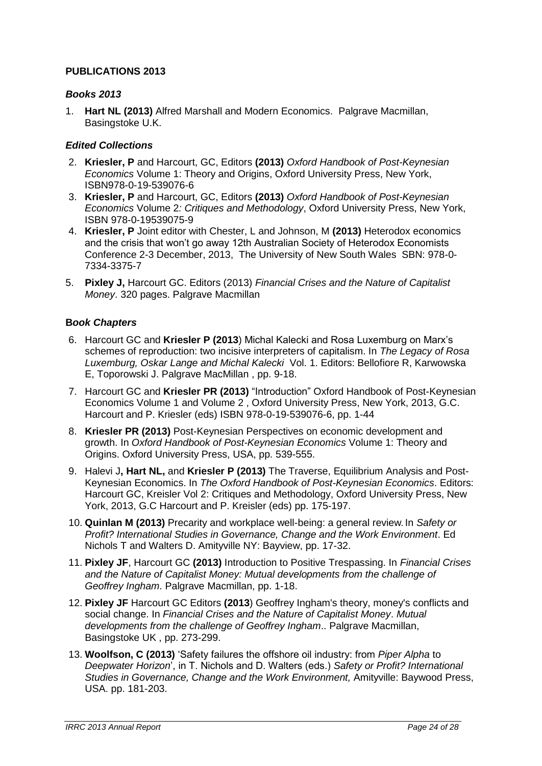## PUBLICATIONS 2013

### *Books 2013*

1. **Hart NL (2013)** Alfred Marshall and Modern Economics. Palgrave Macmillan, Basingstoke U.K.

### *Edited Collections*

2. **Kriesler, P** and Harcourt, GC, Editors **(2013)** *Oxford Handbook of Post-Keynesian Economics* Volume 1: Theory and Origins, Oxford University Press, New York, ISBN978-0-19-539076-6
3. **Kriesler, P** and Harcourt, GC, Editors **(2013)** *Oxford Handbook of Post-Keynesian Economics* Volume 2*: Critiques and Methodology*, Oxford University Press, New York, ISBN 978-0-19539075-9
4. **Kriesler, P** Joint editor with Chester, L and Johnson, M **(2013)** Heterodox economics and the crisis that won't go away 12th Australian Society of Heterodox Economists Conference 2-3 December, 2013, The University of New South Wales SBN: 978-0-7334-3375-7
5. **Pixley J,** Harcourt GC. Editors (2013) *Financial Crises and the Nature of Capitalist Money*. 320 pages. Palgrave Macmillan

### **B*ook Chapters***

6. Harcourt GC and **Kriesler P (2013**) Michal Kalecki and Rosa Luxemburg on Marx's schemes of reproduction: two incisive interpreters of capitalism. In *The Legacy of Rosa Luxemburg, Oskar Lange and Michal Kalecki* Vol. 1. Editors: Bellofiore R, Karwowska E, Toporowski J. Palgrave MacMillan , pp. 9-18.
7. Harcourt GC and **Kriesler PR (2013)** "Introduction" Oxford Handbook of Post-Keynesian Economics Volume 1 and Volume 2 , Oxford University Press, New York, 2013, G.C. Harcourt and P. Kriesler (eds) ISBN 978-0-19-539076-6, pp. 1-44
8. **Kriesler PR (2013)** Post-Keynesian Perspectives on economic development and growth. In *Oxford Handbook of Post-Keynesian Economics* Volume 1: Theory and Origins. Oxford University Press, USA, pp. 539-555.
9. Halevi J**, Hart NL,** and **Kriesler P (2013)** The Traverse, Equilibrium Analysis and Post-Keynesian Economics. In *The Oxford Handbook of Post-Keynesian Economics*. Editors: Harcourt GC, Kreisler Vol 2: Critiques and Methodology, Oxford University Press, New York, 2013, G.C Harcourt and P. Kreisler (eds) pp. 175-197.
10. **Quinlan M (2013)** Precarity and workplace well-being: a general review. In *Safety or Profit? International Studies in Governance, Change and the Work Environment*. Ed Nichols T and Walters D. Amityville NY: Bayview, pp. 17-32.
11. **Pixley JF**, Harcourt GC **(2013)** Introduction to Positive Trespassing. In *Financial Crises and the Nature of Capitalist Money: Mutual developments from the challenge of Geoffrey Ingham*. Palgrave Macmillan, pp. 1-18.
12. **Pixley JF** Harcourt GC Editors **(2013**) Geoffrey Ingham's theory, money's conflicts and social change. In *Financial Crises and the Nature of Capitalist Money*. *Mutual developments from the challenge of Geoffrey Ingham*.. Palgrave Macmillan, Basingstoke UK , pp. 273-299.
13. **Woolfson, C (2013)** 'Safety failures the offshore oil industry: from *Piper Alpha* to *Deepwater Horizon*', in T. Nichols and D. Walters (eds.) *Safety or Profit? International Studies in Governance, Change and the Work Environment,* Amityville: Baywood Press, USA. pp. 181-203.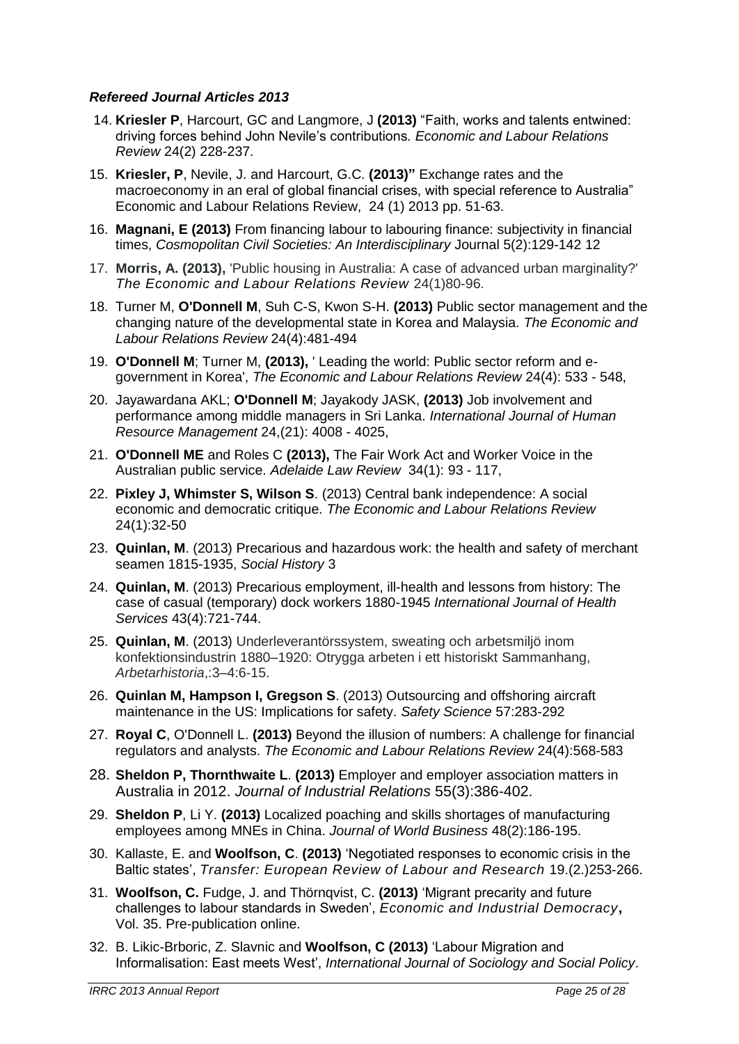### *Refereed Journal Articles 2013*

14. **Kriesler P**, Harcourt, GC and Langmore, J **(2013)** "Faith, works and talents entwined: driving forces behind John Nevile's contributions*. Economic and Labour Relations Review* 24(2) 228-237.
15. **Kriesler, P**, Nevile, J. and Harcourt, G.C. **(2013)"** Exchange rates and the macroeconomy in an eral of global financial crises, with special reference to Australia" Economic and Labour Relations Review, 24 (1) 2013 pp. 51-63.
16. **Magnani, E (2013)** From financing labour to labouring finance: subjectivity in financial times, *Cosmopolitan Civil Societies: An Interdisciplinary* Journal 5(2):129-142 12
17. **Morris, A. (2013),** 'Public housing in Australia: A case of advanced urban marginality?' *The Economic and Labour Relations Review* 24(1)80-96.
18. Turner M, **O'Donnell M**, Suh C-S, Kwon S-H. **(2013)** Public sector management and the changing nature of the developmental state in Korea and Malaysia. *The Economic and Labour Relations Review* 24(4):481-494
19. **O'Donnell M**; Turner M, **(2013),** ' Leading the world: Public sector reform and e-government in Korea', *The Economic and Labour Relations Review* 24(4): 533 - 548,
20. Jayawardana AKL; **O'Donnell M**; Jayakody JASK, **(2013)** Job involvement and performance among middle managers in Sri Lanka. *International Journal of Human Resource Management* 24,(21): 4008 - 4025,
21. **O'Donnell ME** and Roles C **(2013),** The Fair Work Act and Worker Voice in the Australian public service. *Adelaide Law Review* 34(1): 93 - 117,
22. **Pixley J, Whimster S, Wilson S**. (2013) Central bank independence: A social economic and democratic critique. *The Economic and Labour Relations Review* 24(1):32-50
23. **Quinlan, M**. (2013) Precarious and hazardous work: the health and safety of merchant seamen 1815-1935, *Social History* 3
24. **Quinlan, M**. (2013) Precarious employment, ill-health and lessons from history: The case of casual (temporary) dock workers 1880-1945 *International Journal of Health Services* 43(4):721-744.
25. **Quinlan, M**. (2013) Underleverantörssystem, sweating och arbetsmiljö inom konfektionsindustrin 1880–1920: Otrygga arbeten i ett historiskt Sammanhang, *Arbetarhistoria*,:3–4:6-15.
26. **Quinlan M, Hampson I, Gregson S**. (2013) Outsourcing and offshoring aircraft maintenance in the US: Implications for safety. *Safety Science* 57:283-292
27. **Royal C**, O'Donnell L. **(2013)** Beyond the illusion of numbers: A challenge for financial regulators and analysts. *The Economic and Labour Relations Review* 24(4):568-583
28. **Sheldon P, Thornthwaite L**. **(2013)** Employer and employer association matters in Australia in 2012. *Journal of Industrial Relations* 55(3):386-402.
29. **Sheldon P**, Li Y. **(2013)** Localized poaching and skills shortages of manufacturing employees among MNEs in China. *Journal of World Business* 48(2):186-195.
30. Kallaste, E. and **Woolfson, C**. **(2013)** 'Negotiated responses to economic crisis in the Baltic states', *Transfer: European Review of Labour and Research* 19.(2.)253-266.
31. **Woolfson, C.** Fudge, J. and Thörnqvist, C. **(2013)** 'Migrant precarity and future challenges to labour standards in Sweden', *Economic and Industrial Democracy***,** Vol. 35. Pre-publication online.
32. B. Likic-Brboric, Z. Slavnic and **Woolfson, C (2013)** 'Labour Migration and Informalisation: East meets West', *International Journal of Sociology and Social Policy*.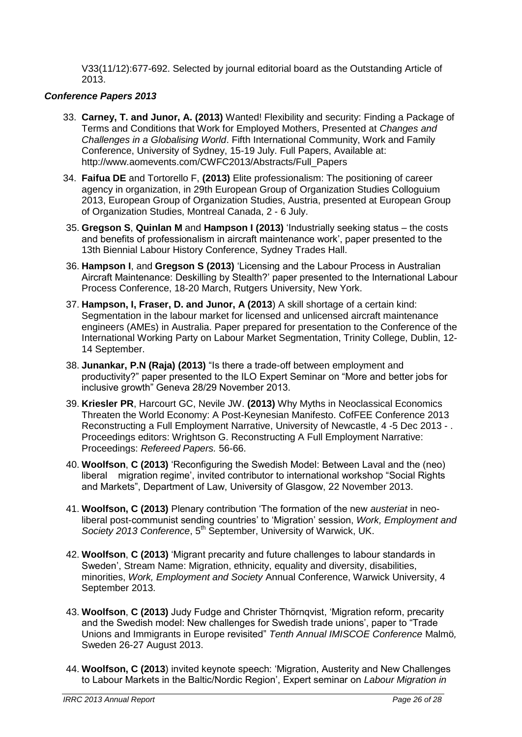V33(11/12):677-692. Selected by journal editorial board as the Outstanding Article of 2013.

### *Conference Papers 2013*

33. **Carney, T. and Junor, A. (2013)** Wanted! Flexibility and security: Finding a Package of Terms and Conditions that Work for Employed Mothers, Presented at *Changes and Challenges in a Globalising World*. Fifth International Community, Work and Family Conference, University of Sydney, 15-19 July. Full Papers, Available at: http://www.aomevents.com/CWFC2013/Abstracts/Full_Papers

34. **Faifua DE** and Tortorello F, **(2013)** Elite professionalism: The positioning of career agency in organization, in 29th European Group of Organization Studies Colloguium 2013, European Group of Organization Studies, Austria, presented at European Group of Organization Studies, Montreal Canada, 2 - 6 July.

35. **Gregson S**, **Quinlan M** and **Hampson I (2013)** 'Industrially seeking status – the costs and benefits of professionalism in aircraft maintenance work', paper presented to the 13th Biennial Labour History Conference, Sydney Trades Hall.

36. **Hampson I**, and **Gregson S (2013)** 'Licensing and the Labour Process in Australian Aircraft Maintenance: Deskilling by Stealth?' paper presented to the International Labour Process Conference, 18-20 March, Rutgers University, New York.

37. **Hampson, I, Fraser, D. and Junor, A (2013**) A skill shortage of a certain kind: Segmentation in the labour market for licensed and unlicensed aircraft maintenance engineers (AMEs) in Australia. Paper prepared for presentation to the Conference of the International Working Party on Labour Market Segmentation, Trinity College, Dublin, 12-14 September.

38. **Junankar, P.N (Raja) (2013)** "Is there a trade-off between employment and productivity?" paper presented to the ILO Expert Seminar on "More and better jobs for inclusive growth" Geneva 28/29 November 2013.

39. **Kriesler PR**, Harcourt GC, Nevile JW. **(2013)** Why Myths in Neoclassical Economics Threaten the World Economy: A Post-Keynesian Manifesto. CofFEE Conference 2013 Reconstructing a Full Employment Narrative, University of Newcastle, 4 -5 Dec 2013 - . Proceedings editors: Wrightson G. Reconstructing A Full Employment Narrative: Proceedings: *Refereed Papers.* 56-66.

40. **Woolfson**, **C (2013)** 'Reconfiguring the Swedish Model: Between Laval and the (neo) liberal migration regime', invited contributor to international workshop "Social Rights and Markets", Department of Law, University of Glasgow, 22 November 2013.

41. **Woolfson, C (2013)** Plenary contribution 'The formation of the new *austeriat* in neo-liberal post-communist sending countries' to 'Migration' session, *Work, Employment and Society 2013 Conference*, 5th September, University of Warwick, UK.

42. **Woolfson**, **C (2013)** 'Migrant precarity and future challenges to labour standards in Sweden', Stream Name: Migration, ethnicity, equality and diversity, disabilities, minorities, *Work, Employment and Society* Annual Conference, Warwick University, 4 September 2013.

43. **Woolfson**, **C (2013)** Judy Fudge and Christer Thörnqvist, 'Migration reform, precarity and the Swedish model: New challenges for Swedish trade unions', paper to "Trade Unions and Immigrants in Europe revisited" *Tenth Annual IMISCOE Conference* Malmö*,* Sweden 26-27 August 2013.

44. **Woolfson, C (2013**) invited keynote speech: 'Migration, Austerity and New Challenges to Labour Markets in the Baltic/Nordic Region', Expert seminar on *Labour Migration in*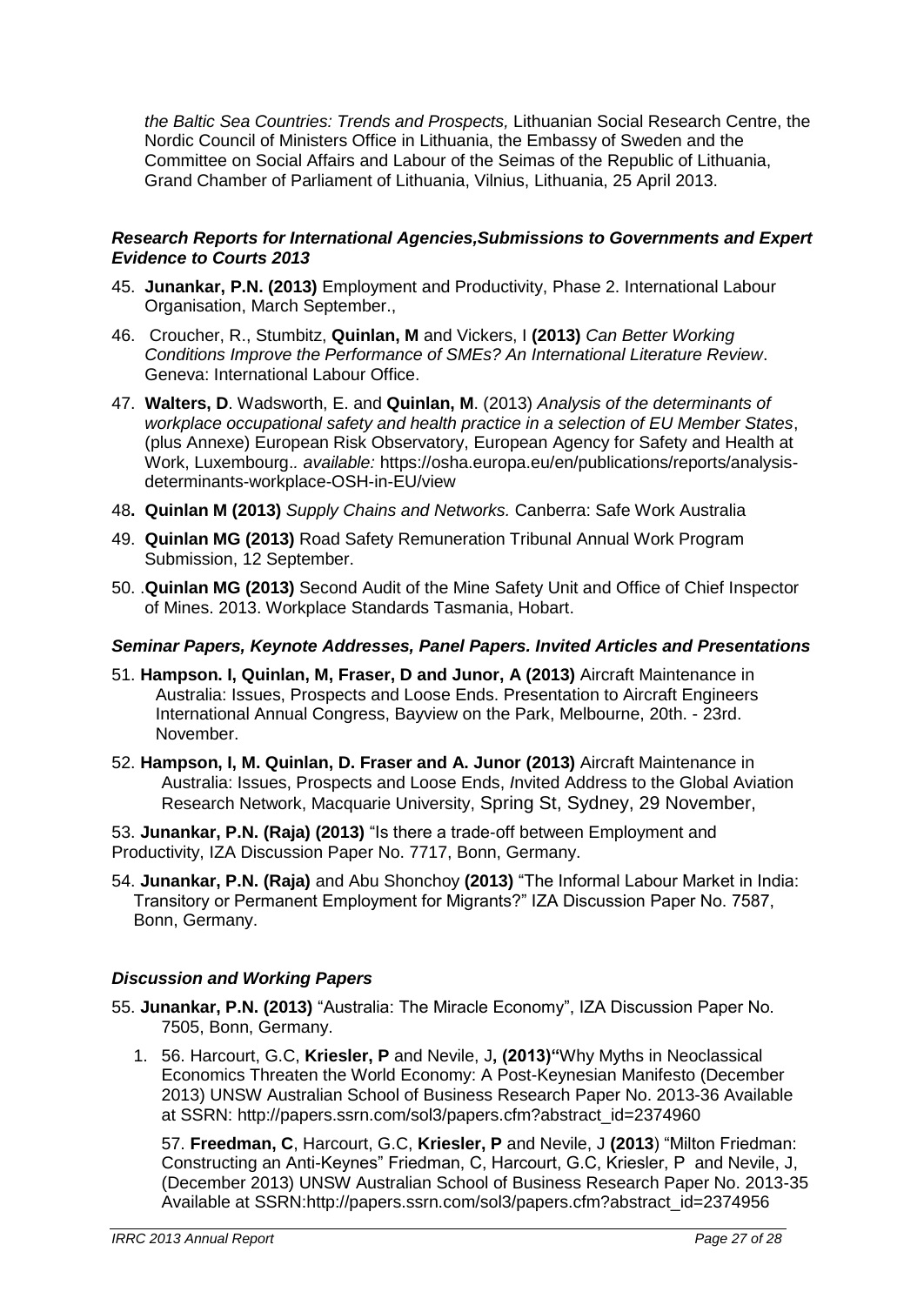*the Baltic Sea Countries: Trends and Prospects,* Lithuanian Social Research Centre, the Nordic Council of Ministers Office in Lithuania, the Embassy of Sweden and the Committee on Social Affairs and Labour of the Seimas of the Republic of Lithuania, Grand Chamber of Parliament of Lithuania, Vilnius, Lithuania, 25 April 2013.

### *Research Reports for International Agencies,Submissions to Governments and Expert Evidence to Courts 2013*

45. **Junankar, P.N. (2013)** Employment and Productivity, Phase 2. International Labour Organisation, March September.,
46. Croucher, R., Stumbitz, **Quinlan, M** and Vickers, I **(2013)** *Can Better Working Conditions Improve the Performance of SMEs? An International Literature Review*. Geneva: International Labour Office.
47. **Walters, D**. Wadsworth, E. and **Quinlan, M**. (2013) *Analysis of the determinants of workplace occupational safety and health practice in a selection of EU Member States*, (plus Annexe) European Risk Observatory, European Agency for Safety and Health at Work, Luxembourg.. *available:* https://osha.europa.eu/en/publications/reports/analysis-determinants-workplace-OSH-in-EU/view
48. **Quinlan M (2013)** *Supply Chains and Networks.* Canberra: Safe Work Australia
49. **Quinlan MG (2013)** Road Safety Remuneration Tribunal Annual Work Program Submission, 12 September.
50. .**Quinlan MG (2013)** Second Audit of the Mine Safety Unit and Office of Chief Inspector of Mines. 2013. Workplace Standards Tasmania, Hobart.

### *Seminar Papers, Keynote Addresses, Panel Papers. Invited Articles and Presentations*

51. **Hampson. I, Quinlan, M, Fraser, D and Junor, A (2013)** Aircraft Maintenance in Australia: Issues, Prospects and Loose Ends. Presentation to Aircraft Engineers International Annual Congress, Bayview on the Park, Melbourne, 20th. - 23rd. November.
52. **Hampson, I, M. Quinlan, D. Fraser and A. Junor (2013)** Aircraft Maintenance in Australia: Issues, Prospects and Loose Ends, *I*nvited Address to the Global Aviation Research Network, Macquarie University, Spring St, Sydney, 29 November,

53. **Junankar, P.N. (Raja) (2013)** "Is there a trade-off between Employment and Productivity, IZA Discussion Paper No. 7717, Bonn, Germany.

54. **Junankar, P.N. (Raja)** and Abu Shonchoy **(2013)** "The Informal Labour Market in India: Transitory or Permanent Employment for Migrants?" IZA Discussion Paper No. 7587, Bonn, Germany.

### *Discussion and Working Papers*

55. **Junankar, P.N. (2013)** "Australia: The Miracle Economy", IZA Discussion Paper No. 7505, Bonn, Germany.

1. 56. Harcourt, G.C, **Kriesler, P** and Nevile, J**, (2013)"**Why Myths in Neoclassical Economics Threaten the World Economy: A Post-Keynesian Manifesto (December 2013) UNSW Australian School of Business Research Paper No. 2013-36 Available at SSRN: http://papers.ssrn.com/sol3/papers.cfm?abstract_id=2374960

   57. **Freedman, C**, Harcourt, G.C, **Kriesler, P** and Nevile, J **(2013**) "Milton Friedman: Constructing an Anti-Keynes" Friedman, C, Harcourt, G.C, Kriesler, P and Nevile, J, (December 2013) UNSW Australian School of Business Research Paper No. 2013-35 Available at SSRN:http://papers.ssrn.com/sol3/papers.cfm?abstract_id=2374956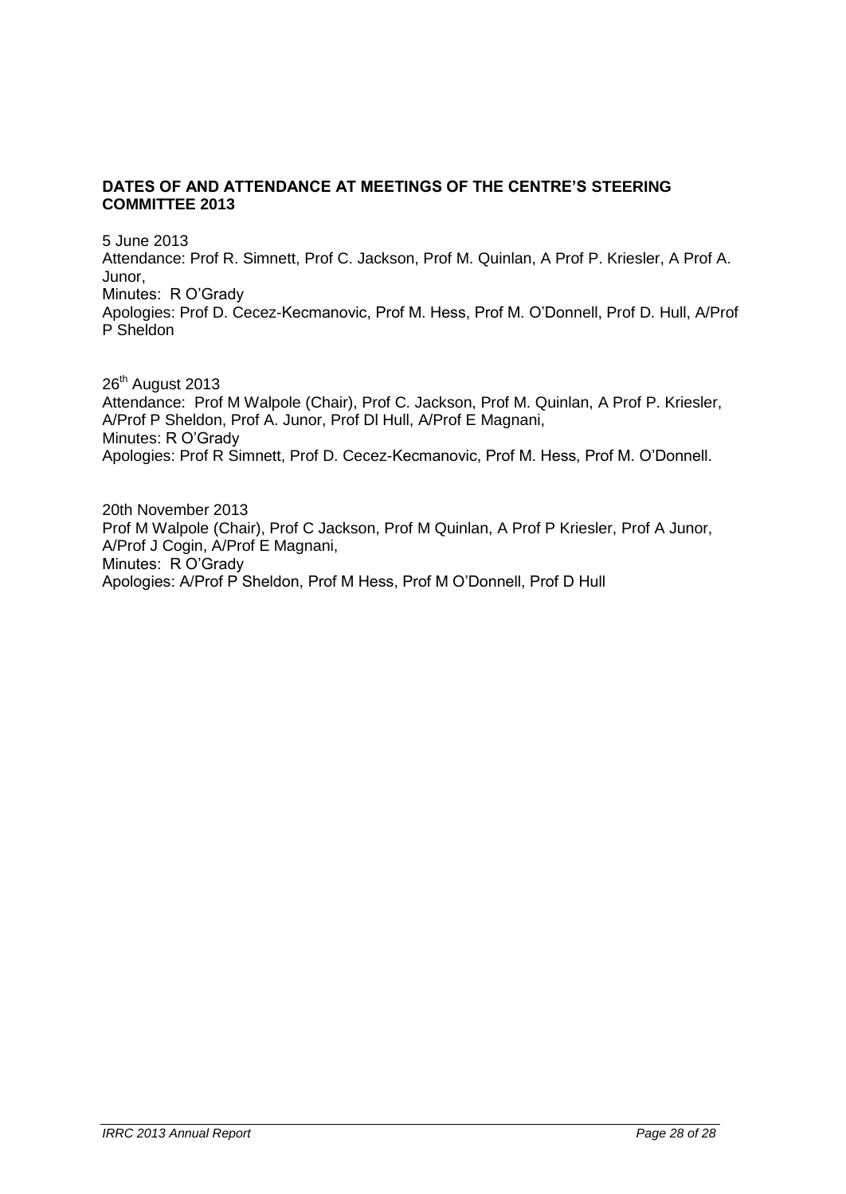**DATES OF AND ATTENDANCE AT MEETINGS OF THE CENTRE'S STEERING COMMITTEE 2013**

5 June 2013
Attendance: Prof R. Simnett, Prof C. Jackson, Prof M. Quinlan, A Prof P. Kriesler, A Prof A. Junor,
Minutes: R O'Grady
Apologies: Prof D. Cecez-Kecmanovic, Prof M. Hess, Prof M. O'Donnell, Prof D. Hull, A/Prof P Sheldon

26th August 2013
Attendance: Prof M Walpole (Chair), Prof C. Jackson, Prof M. Quinlan, A Prof P. Kriesler, A/Prof P Sheldon, Prof A. Junor, Prof Dl Hull, A/Prof E Magnani,
Minutes: R O'Grady
Apologies: Prof R Simnett, Prof D. Cecez-Kecmanovic, Prof M. Hess, Prof M. O'Donnell.

20th November 2013
Prof M Walpole (Chair), Prof C Jackson, Prof M Quinlan, A Prof P Kriesler, Prof A Junor, A/Prof J Cogin, A/Prof E Magnani,
Minutes: R O'Grady
Apologies: A/Prof P Sheldon, Prof M Hess, Prof M O'Donnell, Prof D Hull